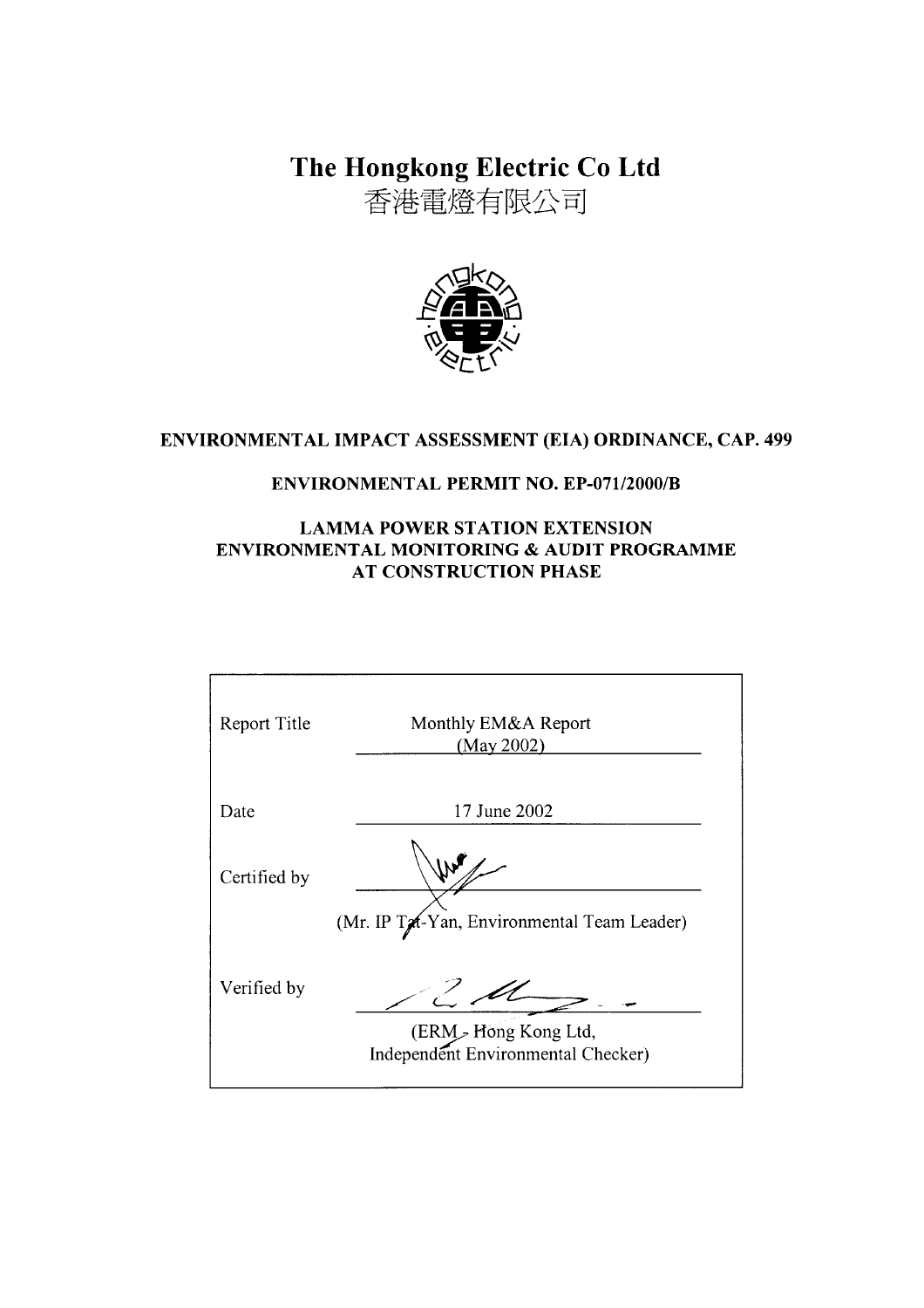# The Hongkong Electric Co Ltd
香港電燈有限公司

**ENVIRONMENTAL IMPACT ASSESSMENT (EIA) ORDINANCE, CAP. 499**

**ENVIRONMENTAL PERMIT NO. EP-071/2000/B**

**LAMMA POWER STATION EXTENSION**
**ENVIRONMENTAL MONITORING & AUDIT PROGRAMME**
**AT CONSTRUCTION PHASE**

| | |
|---|---|
| Report Title | Monthly EM&A Report (May 2002) |
| Date | 17 June 2002 |
| Certified by | (Mr. IP Tat-Yan, Environmental Team Leader) |
| Verified by | (ERM - Hong Kong Ltd, Independent Environmental Checker) |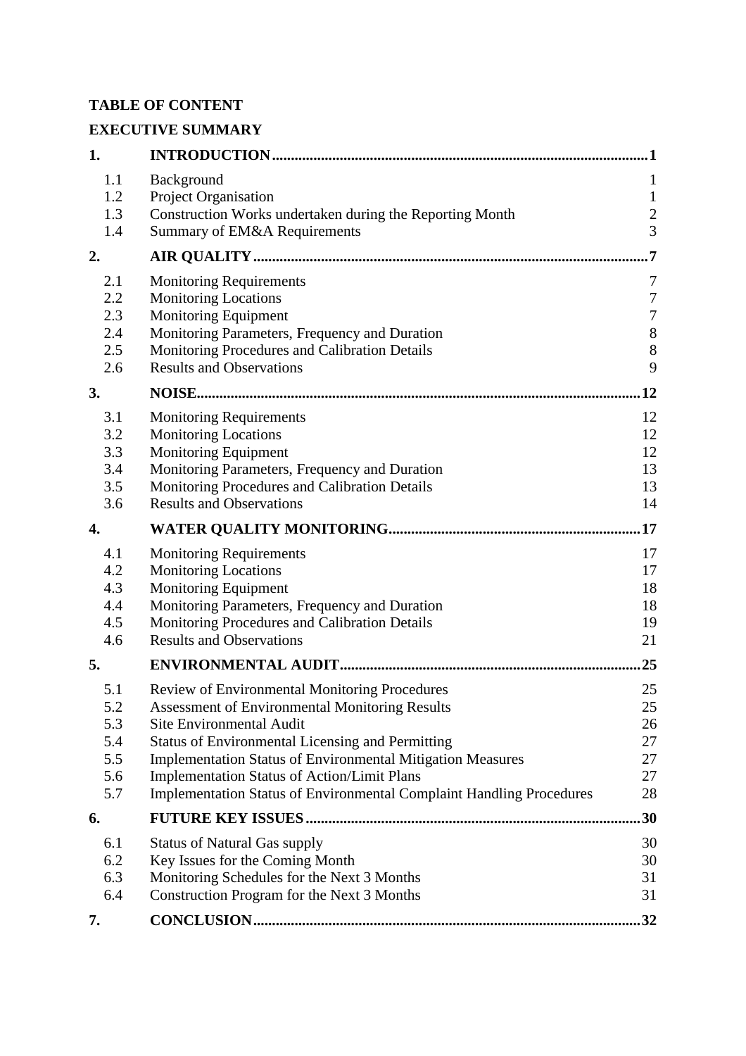**TABLE OF CONTENT**

**EXECUTIVE SUMMARY**

| | | |
|---|---|---|
| **1.** | **INTRODUCTION** | **1** |
| 1.1 | Background | 1 |
| 1.2 | Project Organisation | 1 |
| 1.3 | Construction Works undertaken during the Reporting Month | 2 |
| 1.4 | Summary of EM&A Requirements | 3 |
| **2.** | **AIR QUALITY** | **7** |
| 2.1 | Monitoring Requirements | 7 |
| 2.2 | Monitoring Locations | 7 |
| 2.3 | Monitoring Equipment | 7 |
| 2.4 | Monitoring Parameters, Frequency and Duration | 8 |
| 2.5 | Monitoring Procedures and Calibration Details | 8 |
| 2.6 | Results and Observations | 9 |
| **3.** | **NOISE** | **12** |
| 3.1 | Monitoring Requirements | 12 |
| 3.2 | Monitoring Locations | 12 |
| 3.3 | Monitoring Equipment | 12 |
| 3.4 | Monitoring Parameters, Frequency and Duration | 13 |
| 3.5 | Monitoring Procedures and Calibration Details | 13 |
| 3.6 | Results and Observations | 14 |
| **4.** | **WATER QUALITY MONITORING** | **17** |
| 4.1 | Monitoring Requirements | 17 |
| 4.2 | Monitoring Locations | 17 |
| 4.3 | Monitoring Equipment | 18 |
| 4.4 | Monitoring Parameters, Frequency and Duration | 18 |
| 4.5 | Monitoring Procedures and Calibration Details | 19 |
| 4.6 | Results and Observations | 21 |
| **5.** | **ENVIRONMENTAL AUDIT** | **25** |
| 5.1 | Review of Environmental Monitoring Procedures | 25 |
| 5.2 | Assessment of Environmental Monitoring Results | 25 |
| 5.3 | Site Environmental Audit | 26 |
| 5.4 | Status of Environmental Licensing and Permitting | 27 |
| 5.5 | Implementation Status of Environmental Mitigation Measures | 27 |
| 5.6 | Implementation Status of Action/Limit Plans | 27 |
| 5.7 | Implementation Status of Environmental Complaint Handling Procedures | 28 |
| **6.** | **FUTURE KEY ISSUES** | **30** |
| 6.1 | Status of Natural Gas supply | 30 |
| 6.2 | Key Issues for the Coming Month | 30 |
| 6.3 | Monitoring Schedules for the Next 3 Months | 31 |
| 6.4 | Construction Program for the Next 3 Months | 31 |
| **7.** | **CONCLUSION** | **32** |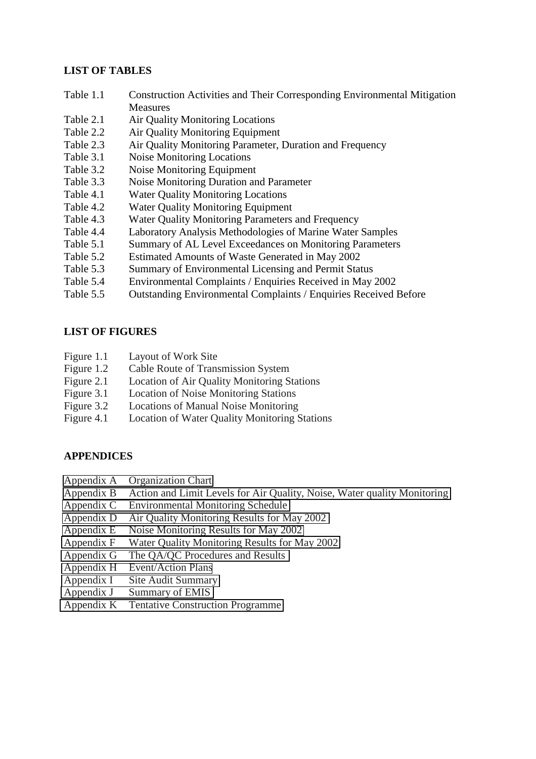**LIST OF TABLES**

| | |
|---|---|
| Table 1.1 | Construction Activities and Their Corresponding Environmental Mitigation Measures |
| Table 2.1 | Air Quality Monitoring Locations |
| Table 2.2 | Air Quality Monitoring Equipment |
| Table 2.3 | Air Quality Monitoring Parameter, Duration and Frequency |
| Table 3.1 | Noise Monitoring Locations |
| Table 3.2 | Noise Monitoring Equipment |
| Table 3.3 | Noise Monitoring Duration and Parameter |
| Table 4.1 | Water Quality Monitoring Locations |
| Table 4.2 | Water Quality Monitoring Equipment |
| Table 4.3 | Water Quality Monitoring Parameters and Frequency |
| Table 4.4 | Laboratory Analysis Methodologies of Marine Water Samples |
| Table 5.1 | Summary of AL Level Exceedances on Monitoring Parameters |
| Table 5.2 | Estimated Amounts of Waste Generated in May 2002 |
| Table 5.3 | Summary of Environmental Licensing and Permit Status |
| Table 5.4 | Environmental Complaints / Enquiries Received in May 2002 |
| Table 5.5 | Outstanding Environmental Complaints / Enquiries Received Before |

**LIST OF FIGURES**

| | |
|---|---|
| Figure 1.1 | Layout of Work Site |
| Figure 1.2 | Cable Route of Transmission System |
| Figure 2.1 | Location of Air Quality Monitoring Stations |
| Figure 3.1 | Location of Noise Monitoring Stations |
| Figure 3.2 | Locations of Manual Noise Monitoring |
| Figure 4.1 | Location of Water Quality Monitoring Stations |

**APPENDICES**

| | |
|---|---|
| Appendix A | Organization Chart |
| Appendix B | Action and Limit Levels for Air Quality, Noise, Water quality Monitoring |
| Appendix C | Environmental Monitoring Schedule |
| Appendix D | Air Quality Monitoring Results for May 2002 |
| Appendix E | Noise Monitoring Results for May 2002 |
| Appendix F | Water Quality Monitoring Results for May 2002 |
| Appendix G | The QA/QC Procedures and Results |
| Appendix H | Event/Action Plans |
| Appendix I | Site Audit Summary |
| Appendix J | Summary of EMIS |
| Appendix K | Tentative Construction Programme |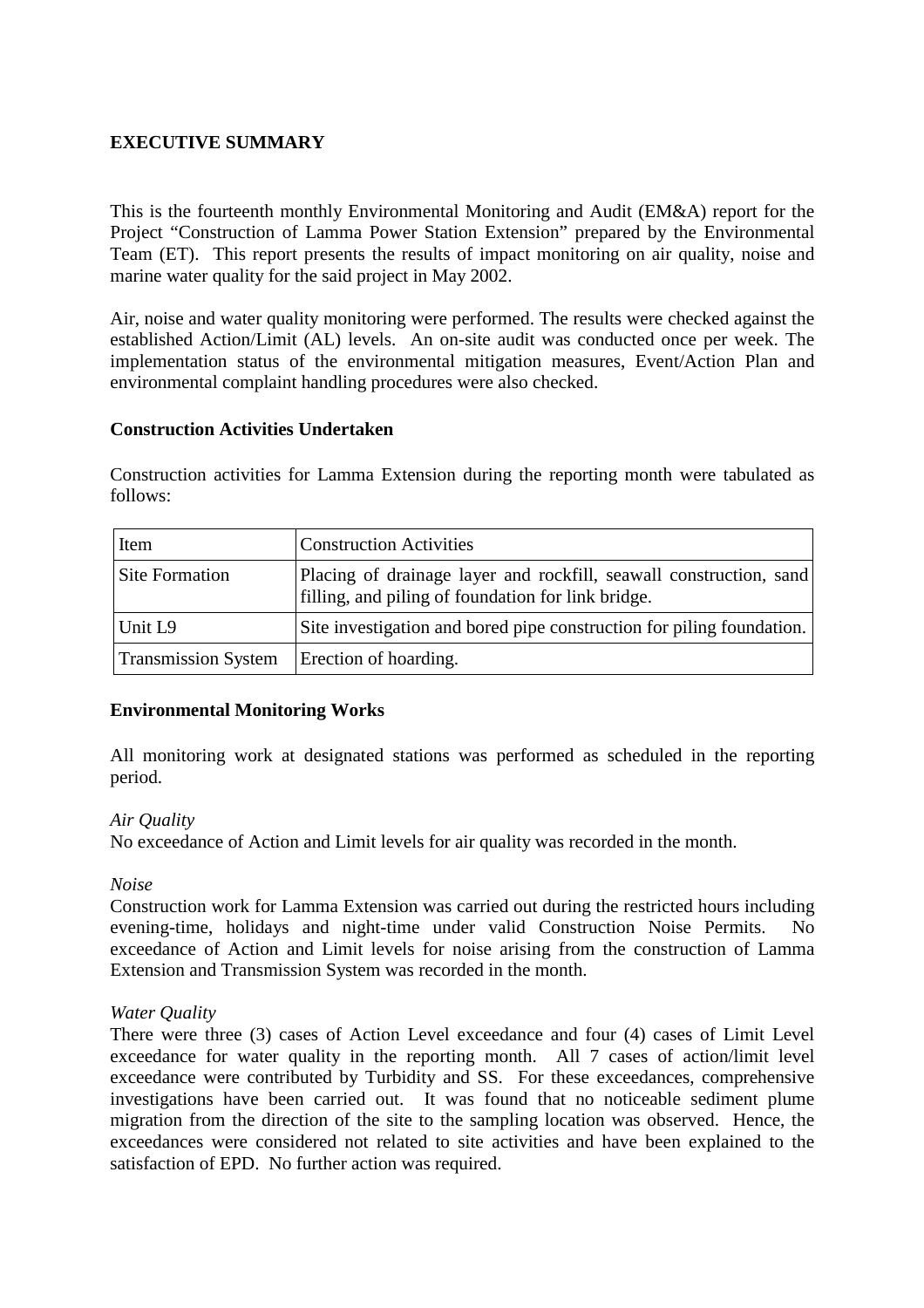## EXECUTIVE SUMMARY

This is the fourteenth monthly Environmental Monitoring and Audit (EM&A) report for the Project "Construction of Lamma Power Station Extension" prepared by the Environmental Team (ET). This report presents the results of impact monitoring on air quality, noise and marine water quality for the said project in May 2002.

Air, noise and water quality monitoring were performed. The results were checked against the established Action/Limit (AL) levels. An on-site audit was conducted once per week. The implementation status of the environmental mitigation measures, Event/Action Plan and environmental complaint handling procedures were also checked.

### Construction Activities Undertaken

Construction activities for Lamma Extension during the reporting month were tabulated as follows:

| Item | Construction Activities |
|---|---|
| Site Formation | Placing of drainage layer and rockfill, seawall construction, sand filling, and piling of foundation for link bridge. |
| Unit L9 | Site investigation and bored pipe construction for piling foundation. |
| Transmission System | Erection of hoarding. |

### Environmental Monitoring Works

All monitoring work at designated stations was performed as scheduled in the reporting period.

*Air Quality*

No exceedance of Action and Limit levels for air quality was recorded in the month.

*Noise*

Construction work for Lamma Extension was carried out during the restricted hours including evening-time, holidays and night-time under valid Construction Noise Permits. No exceedance of Action and Limit levels for noise arising from the construction of Lamma Extension and Transmission System was recorded in the month.

*Water Quality*

There were three (3) cases of Action Level exceedance and four (4) cases of Limit Level exceedance for water quality in the reporting month. All 7 cases of action/limit level exceedance were contributed by Turbidity and SS. For these exceedances, comprehensive investigations have been carried out. It was found that no noticeable sediment plume migration from the direction of the site to the sampling location was observed. Hence, the exceedances were considered not related to site activities and have been explained to the satisfaction of EPD. No further action was required.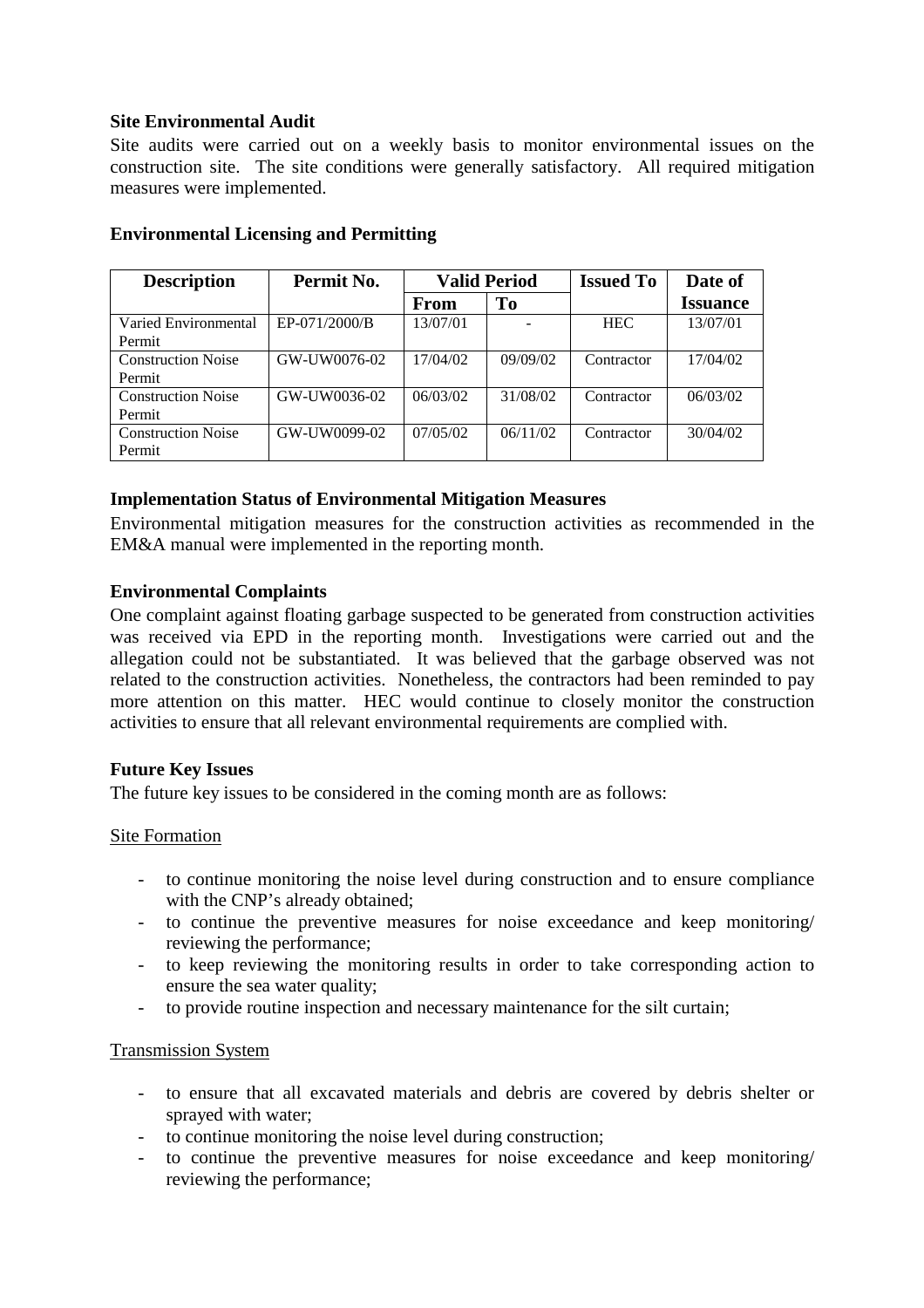**Site Environmental Audit**

Site audits were carried out on a weekly basis to monitor environmental issues on the construction site. The site conditions were generally satisfactory. All required mitigation measures were implemented.

**Environmental Licensing and Permitting**

| Description | Permit No. | Valid Period | | Issued To | Date of Issuance |
|---|---|---|---|---|---|
| | | From | To | | |
| Varied Environmental Permit | EP-071/2000/B | 13/07/01 | - | HEC | 13/07/01 |
| Construction Noise Permit | GW-UW0076-02 | 17/04/02 | 09/09/02 | Contractor | 17/04/02 |
| Construction Noise Permit | GW-UW0036-02 | 06/03/02 | 31/08/02 | Contractor | 06/03/02 |
| Construction Noise Permit | GW-UW0099-02 | 07/05/02 | 06/11/02 | Contractor | 30/04/02 |

**Implementation Status of Environmental Mitigation Measures**

Environmental mitigation measures for the construction activities as recommended in the EM&A manual were implemented in the reporting month.

**Environmental Complaints**

One complaint against floating garbage suspected to be generated from construction activities was received via EPD in the reporting month. Investigations were carried out and the allegation could not be substantiated. It was believed that the garbage observed was not related to the construction activities. Nonetheless, the contractors had been reminded to pay more attention on this matter. HEC would continue to closely monitor the construction activities to ensure that all relevant environmental requirements are complied with.

**Future Key Issues**

The future key issues to be considered in the coming month are as follows:

Site Formation

- to continue monitoring the noise level during construction and to ensure compliance with the CNP's already obtained;
- to continue the preventive measures for noise exceedance and keep monitoring/ reviewing the performance;
- to keep reviewing the monitoring results in order to take corresponding action to ensure the sea water quality;
- to provide routine inspection and necessary maintenance for the silt curtain;

Transmission System

- to ensure that all excavated materials and debris are covered by debris shelter or sprayed with water;
- to continue monitoring the noise level during construction;
- to continue the preventive measures for noise exceedance and keep monitoring/ reviewing the performance;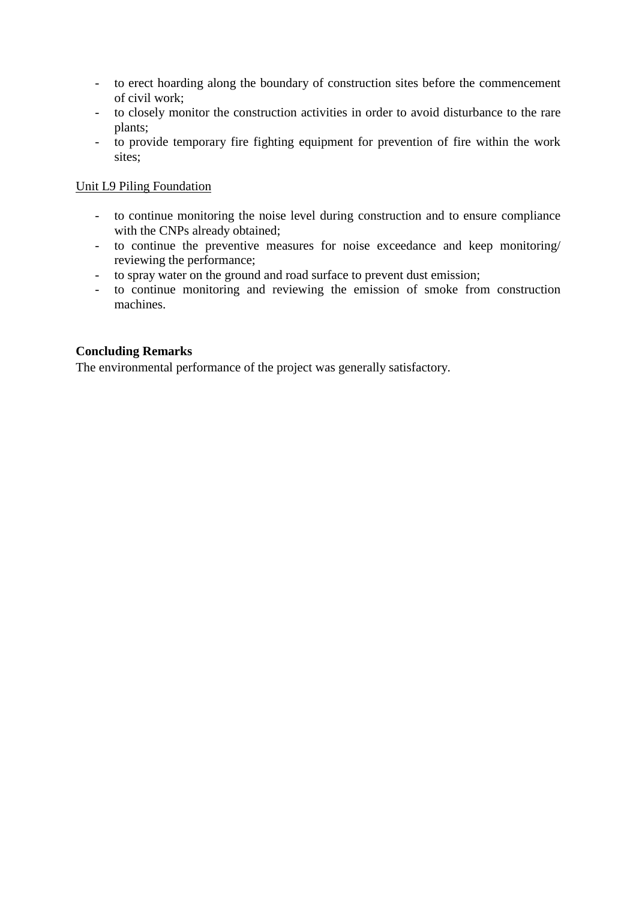- to erect hoarding along the boundary of construction sites before the commencement of civil work;
- to closely monitor the construction activities in order to avoid disturbance to the rare plants;
- to provide temporary fire fighting equipment for prevention of fire within the work sites;

<u>Unit L9 Piling Foundation</u>

- to continue monitoring the noise level during construction and to ensure compliance with the CNPs already obtained;
- to continue the preventive measures for noise exceedance and keep monitoring/ reviewing the performance;
- to spray water on the ground and road surface to prevent dust emission;
- to continue monitoring and reviewing the emission of smoke from construction machines.

**Concluding Remarks**

The environmental performance of the project was generally satisfactory.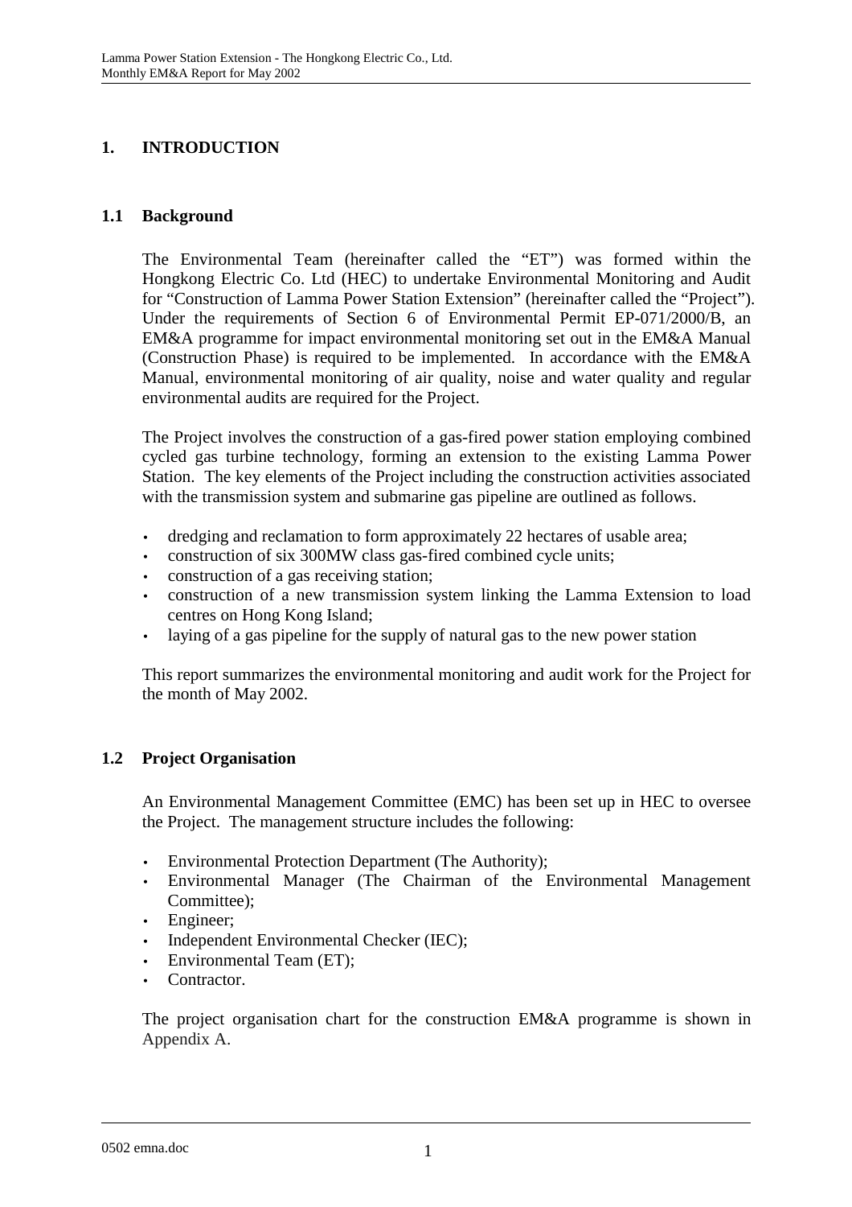# 1. INTRODUCTION

## 1.1 Background

The Environmental Team (hereinafter called the "ET") was formed within the Hongkong Electric Co. Ltd (HEC) to undertake Environmental Monitoring and Audit for "Construction of Lamma Power Station Extension" (hereinafter called the "Project"). Under the requirements of Section 6 of Environmental Permit EP-071/2000/B, an EM&A programme for impact environmental monitoring set out in the EM&A Manual (Construction Phase) is required to be implemented. In accordance with the EM&A Manual, environmental monitoring of air quality, noise and water quality and regular environmental audits are required for the Project.

The Project involves the construction of a gas-fired power station employing combined cycled gas turbine technology, forming an extension to the existing Lamma Power Station. The key elements of the Project including the construction activities associated with the transmission system and submarine gas pipeline are outlined as follows.

- dredging and reclamation to form approximately 22 hectares of usable area;
- construction of six 300MW class gas-fired combined cycle units;
- construction of a gas receiving station;
- construction of a new transmission system linking the Lamma Extension to load centres on Hong Kong Island;
- laying of a gas pipeline for the supply of natural gas to the new power station

This report summarizes the environmental monitoring and audit work for the Project for the month of May 2002.

## 1.2 Project Organisation

An Environmental Management Committee (EMC) has been set up in HEC to oversee the Project. The management structure includes the following:

- Environmental Protection Department (The Authority);
- Environmental Manager (The Chairman of the Environmental Management Committee);
- Engineer;
- Independent Environmental Checker (IEC);
- Environmental Team (ET);
- Contractor.

The project organisation chart for the construction EM&A programme is shown in Appendix A.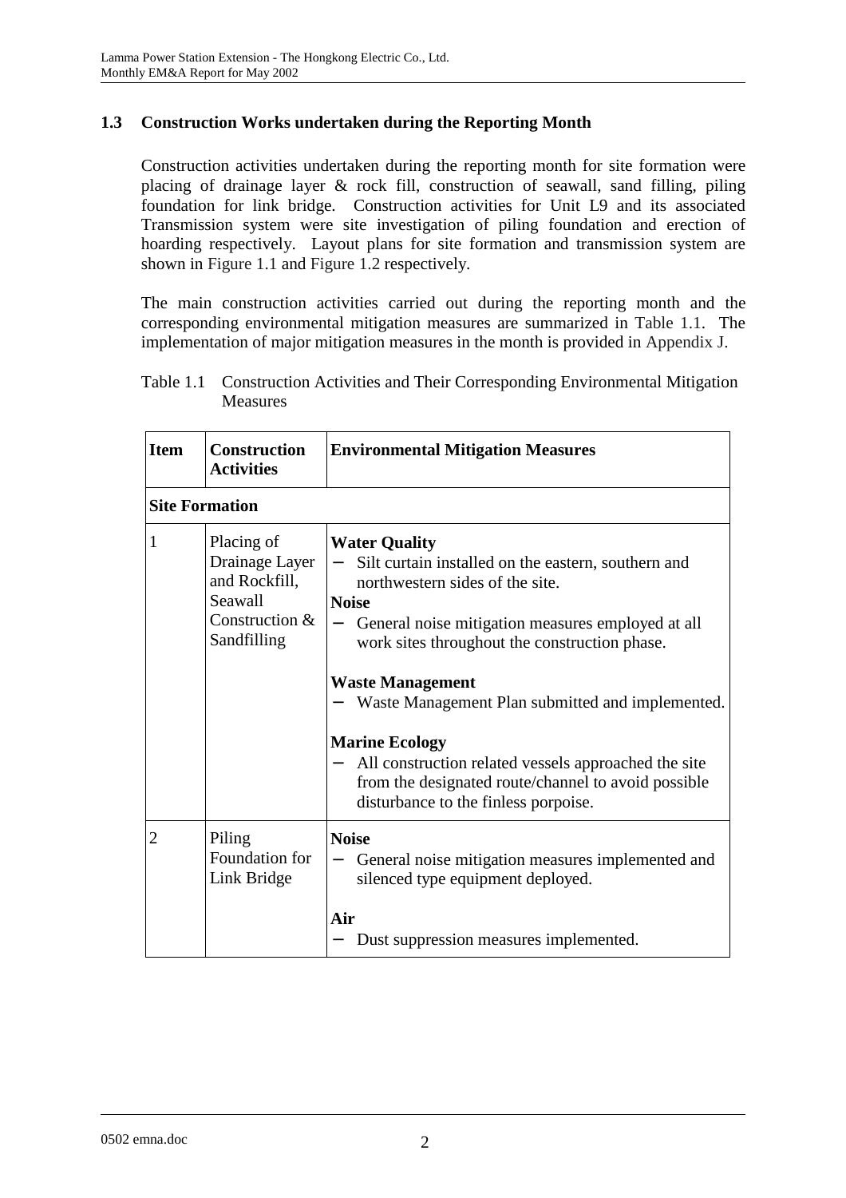### 1.3 Construction Works undertaken during the Reporting Month

Construction activities undertaken during the reporting month for site formation were placing of drainage layer & rock fill, construction of seawall, sand filling, piling foundation for link bridge. Construction activities for Unit L9 and its associated Transmission system were site investigation of piling foundation and erection of hoarding respectively. Layout plans for site formation and transmission system are shown in Figure 1.1 and Figure 1.2 respectively.

The main construction activities carried out during the reporting month and the corresponding environmental mitigation measures are summarized in Table 1.1. The implementation of major mitigation measures in the month is provided in Appendix J.

Table 1.1 Construction Activities and Their Corresponding Environmental Mitigation Measures

| Item | Construction Activities | Environmental Mitigation Measures |
|---|---|---|
| **Site Formation** | | |
| 1 | Placing of Drainage Layer and Rockfill, Seawall Construction & Sandfilling | **Water Quality**<br>− Silt curtain installed on the eastern, southern and northwestern sides of the site.<br>**Noise**<br>− General noise mitigation measures employed at all work sites throughout the construction phase.<br><br>**Waste Management**<br>− Waste Management Plan submitted and implemented.<br><br>**Marine Ecology**<br>− All construction related vessels approached the site from the designated route/channel to avoid possible disturbance to the finless porpoise. |
| 2 | Piling Foundation for Link Bridge | **Noise**<br>− General noise mitigation measures implemented and silenced type equipment deployed.<br><br>**Air**<br>− Dust suppression measures implemented. |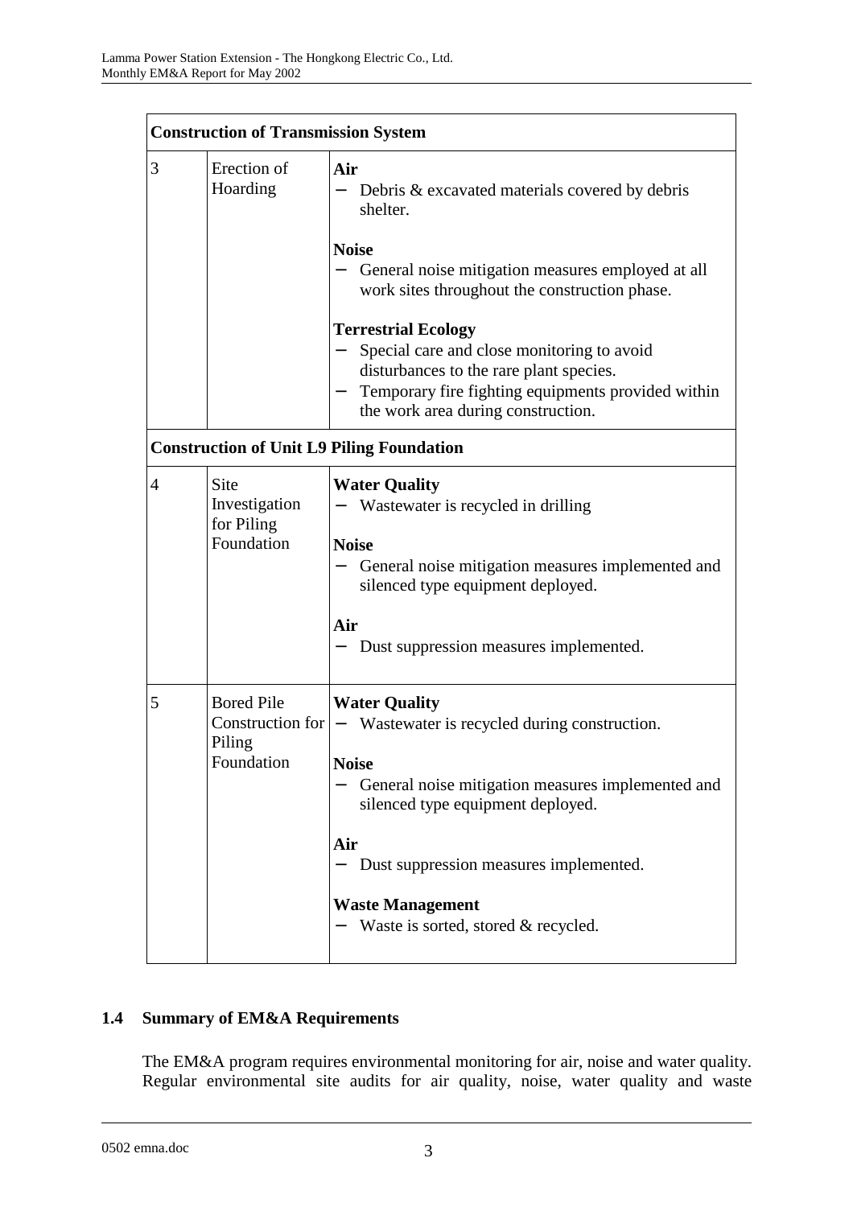| Construction of Transmission System | | |
|---|---|---|
| 3 | Erection of Hoarding | **Air**<br>− Debris & excavated materials covered by debris shelter.<br><br>**Noise**<br>− General noise mitigation measures employed at all work sites throughout the construction phase.<br><br>**Terrestrial Ecology**<br>− Special care and close monitoring to avoid disturbances to the rare plant species.<br>− Temporary fire fighting equipments provided within the work area during construction. |
| **Construction of Unit L9 Piling Foundation** | | |
| 4 | Site Investigation for Piling Foundation | **Water Quality**<br>− Wastewater is recycled in drilling<br><br>**Noise**<br>− General noise mitigation measures implemented and silenced type equipment deployed.<br><br>**Air**<br>− Dust suppression measures implemented. |
| 5 | Bored Pile Construction for Piling Foundation | **Water Quality**<br>− Wastewater is recycled during construction.<br><br>**Noise**<br>− General noise mitigation measures implemented and silenced type equipment deployed.<br><br>**Air**<br>− Dust suppression measures implemented.<br><br>**Waste Management**<br>− Waste is sorted, stored & recycled. |

## 1.4 Summary of EM&A Requirements

The EM&A program requires environmental monitoring for air, noise and water quality. Regular environmental site audits for air quality, noise, water quality and waste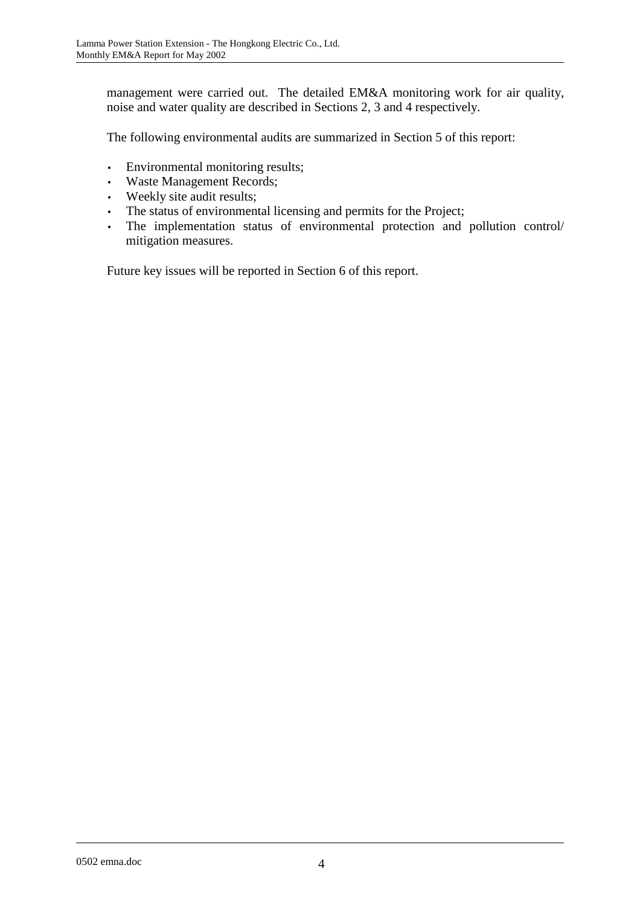management were carried out. The detailed EM&A monitoring work for air quality, noise and water quality are described in Sections 2, 3 and 4 respectively.

The following environmental audits are summarized in Section 5 of this report:

- Environmental monitoring results;
- Waste Management Records;
- Weekly site audit results;
- The status of environmental licensing and permits for the Project;
- The implementation status of environmental protection and pollution control/ mitigation measures.

Future key issues will be reported in Section 6 of this report.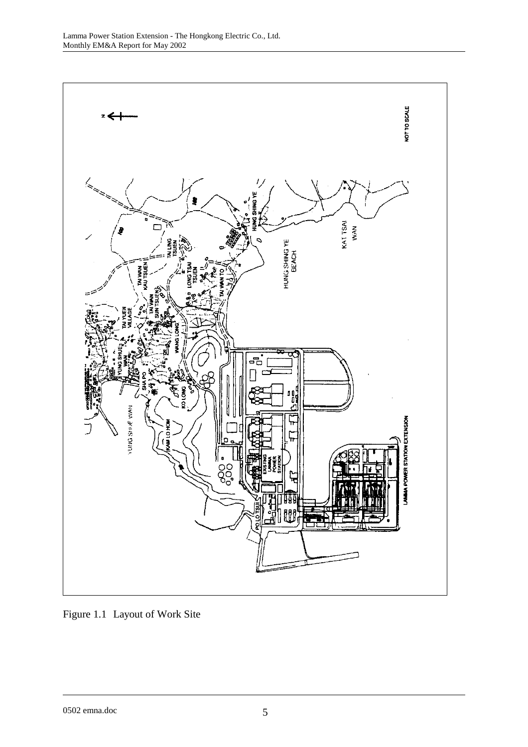Figure 1.1 Layout of Work Site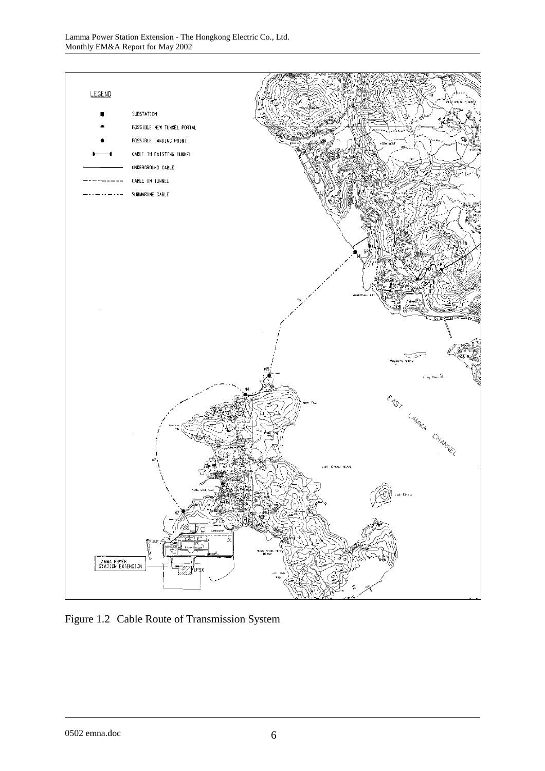Figure 1.2 Cable Route of Transmission System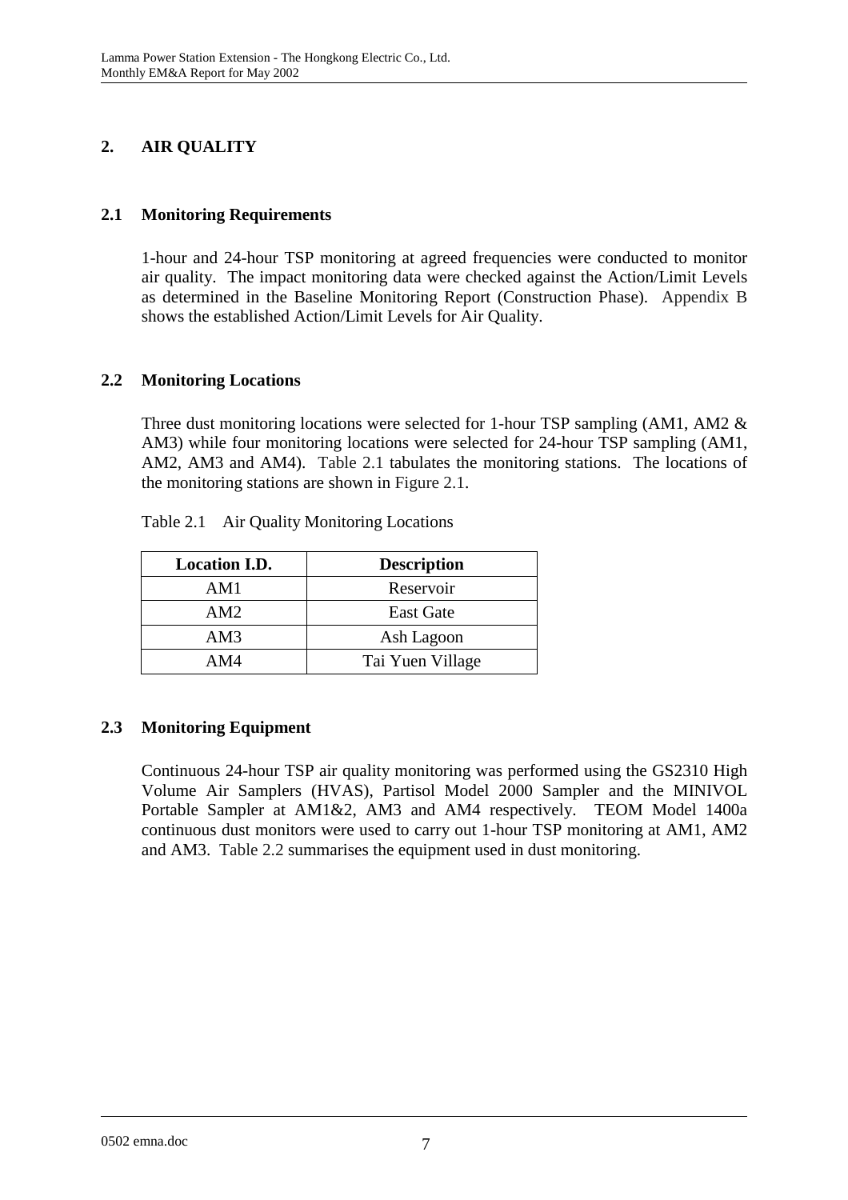## 2. AIR QUALITY

### 2.1 Monitoring Requirements

1-hour and 24-hour TSP monitoring at agreed frequencies were conducted to monitor air quality. The impact monitoring data were checked against the Action/Limit Levels as determined in the Baseline Monitoring Report (Construction Phase). Appendix B shows the established Action/Limit Levels for Air Quality.

### 2.2 Monitoring Locations

Three dust monitoring locations were selected for 1-hour TSP sampling (AM1, AM2 & AM3) while four monitoring locations were selected for 24-hour TSP sampling (AM1, AM2, AM3 and AM4). Table 2.1 tabulates the monitoring stations. The locations of the monitoring stations are shown in Figure 2.1.

Table 2.1 Air Quality Monitoring Locations

| Location I.D. | Description |
|---|---|
| AM1 | Reservoir |
| AM2 | East Gate |
| AM3 | Ash Lagoon |
| AM4 | Tai Yuen Village |

### 2.3 Monitoring Equipment

Continuous 24-hour TSP air quality monitoring was performed using the GS2310 High Volume Air Samplers (HVAS), Partisol Model 2000 Sampler and the MINIVOL Portable Sampler at AM1&2, AM3 and AM4 respectively. TEOM Model 1400a continuous dust monitors were used to carry out 1-hour TSP monitoring at AM1, AM2 and AM3. Table 2.2 summarises the equipment used in dust monitoring.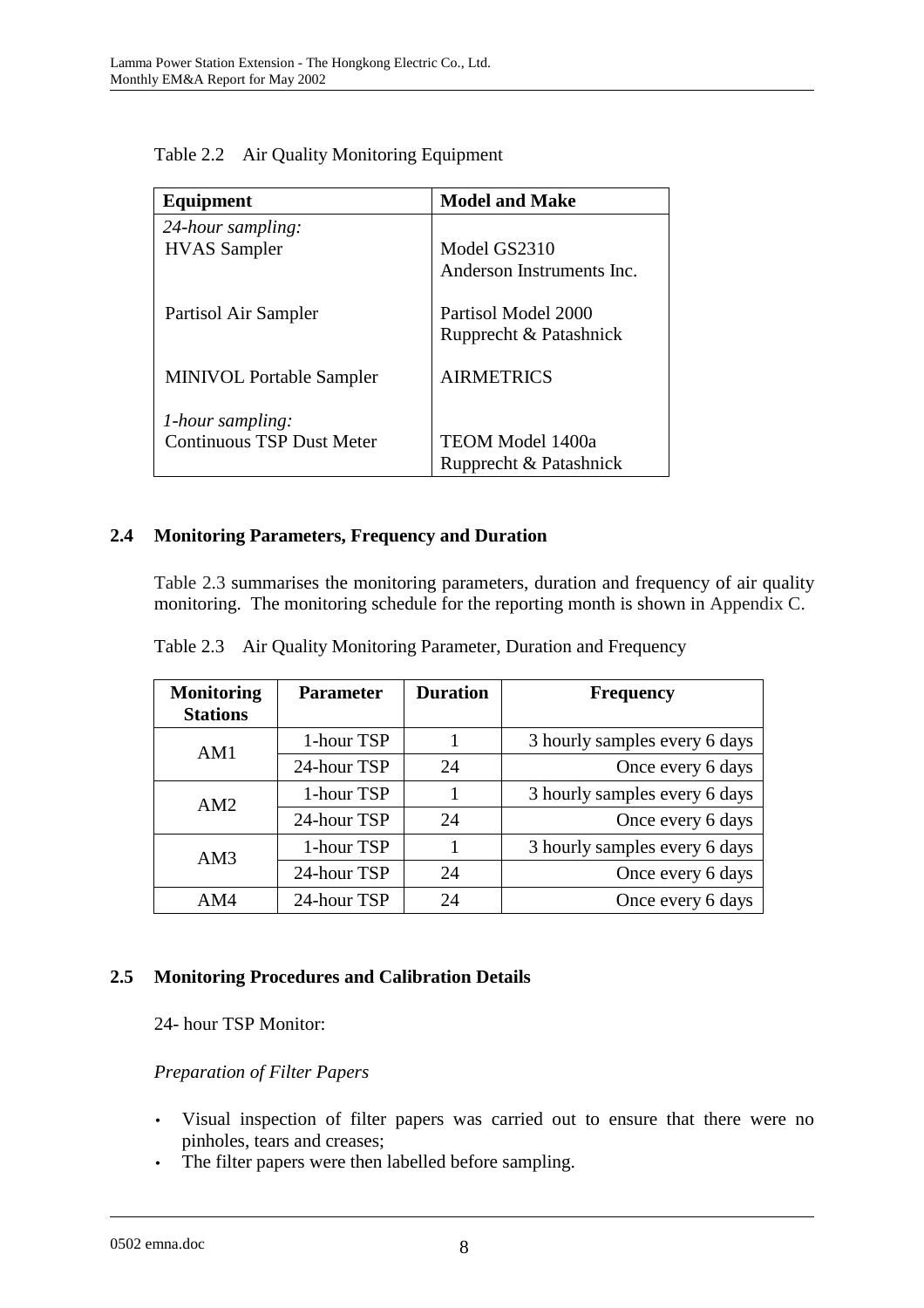Table 2.2 Air Quality Monitoring Equipment

| Equipment | Model and Make |
| --- | --- |
| *24-hour sampling:* | |
| HVAS Sampler | Model GS2310<br>Anderson Instruments Inc. |
| Partisol Air Sampler | Partisol Model 2000<br>Rupprecht & Patashnick |
| MINIVOL Portable Sampler | AIRMETRICS |
| *1-hour sampling:* | |
| Continuous TSP Dust Meter | TEOM Model 1400a<br>Rupprecht & Patashnick |

## 2.4 Monitoring Parameters, Frequency and Duration

Table 2.3 summarises the monitoring parameters, duration and frequency of air quality monitoring. The monitoring schedule for the reporting month is shown in Appendix C.

Table 2.3 Air Quality Monitoring Parameter, Duration and Frequency

| Monitoring Stations | Parameter | Duration | Frequency |
| --- | --- | --- | --- |
| AM1 | 1-hour TSP | 1 | 3 hourly samples every 6 days |
| | 24-hour TSP | 24 | Once every 6 days |
| AM2 | 1-hour TSP | 1 | 3 hourly samples every 6 days |
| | 24-hour TSP | 24 | Once every 6 days |
| AM3 | 1-hour TSP | 1 | 3 hourly samples every 6 days |
| | 24-hour TSP | 24 | Once every 6 days |
| AM4 | 24-hour TSP | 24 | Once every 6 days |

## 2.5 Monitoring Procedures and Calibration Details

24- hour TSP Monitor:

*Preparation of Filter Papers*

- Visual inspection of filter papers was carried out to ensure that there were no pinholes, tears and creases;
- The filter papers were then labelled before sampling.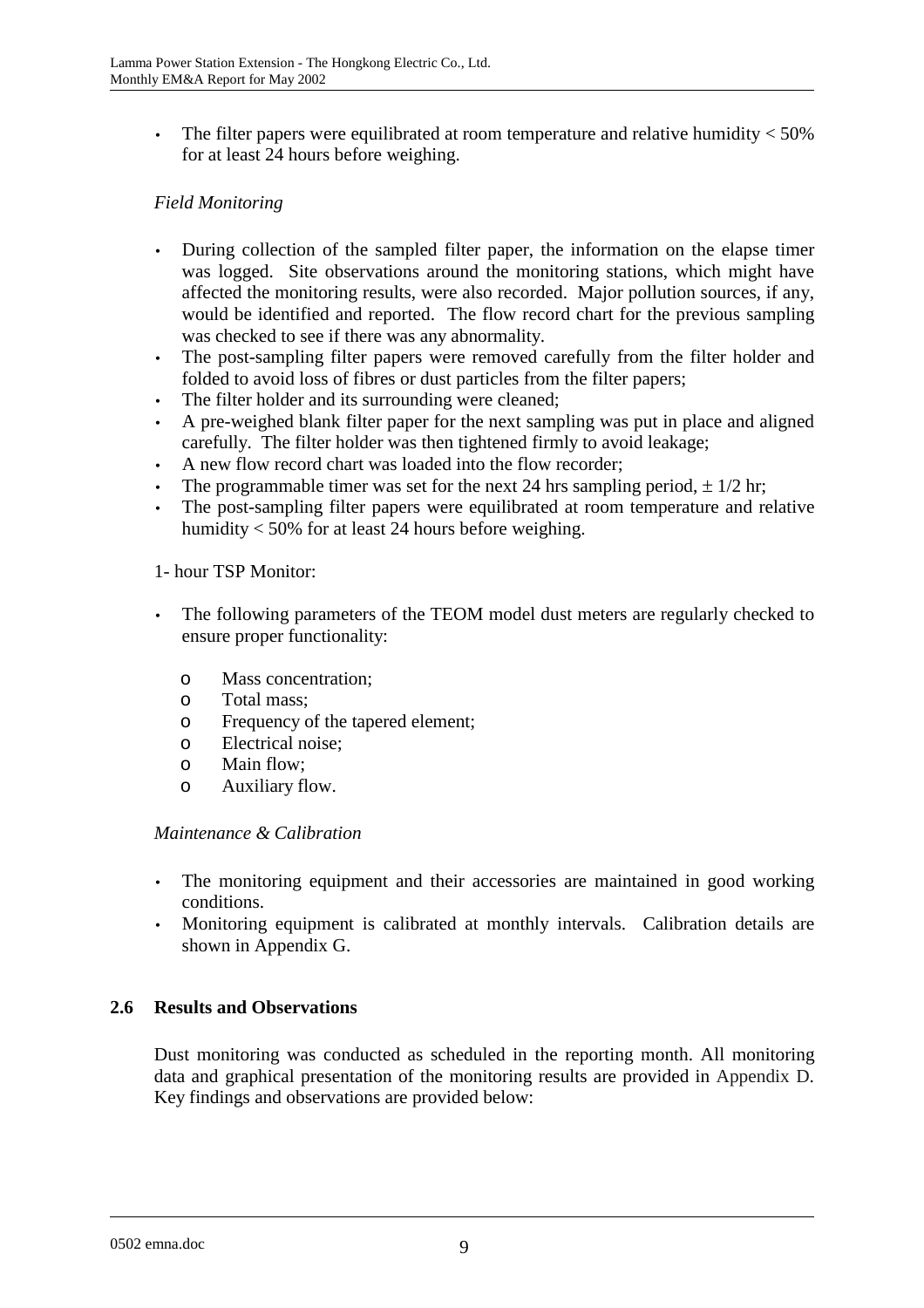- The filter papers were equilibrated at room temperature and relative humidity < 50% for at least 24 hours before weighing.

*Field Monitoring*

- During collection of the sampled filter paper, the information on the elapse timer was logged. Site observations around the monitoring stations, which might have affected the monitoring results, were also recorded. Major pollution sources, if any, would be identified and reported. The flow record chart for the previous sampling was checked to see if there was any abnormality.
- The post-sampling filter papers were removed carefully from the filter holder and folded to avoid loss of fibres or dust particles from the filter papers;
- The filter holder and its surrounding were cleaned;
- A pre-weighed blank filter paper for the next sampling was put in place and aligned carefully. The filter holder was then tightened firmly to avoid leakage;
- A new flow record chart was loaded into the flow recorder;
- The programmable timer was set for the next 24 hrs sampling period, ± 1/2 hr;
- The post-sampling filter papers were equilibrated at room temperature and relative humidity < 50% for at least 24 hours before weighing.

1- hour TSP Monitor:

- The following parameters of the TEOM model dust meters are regularly checked to ensure proper functionality:
  - Mass concentration;
  - Total mass;
  - Frequency of the tapered element;
  - Electrical noise;
  - Main flow;
  - Auxiliary flow.

*Maintenance & Calibration*

- The monitoring equipment and their accessories are maintained in good working conditions.
- Monitoring equipment is calibrated at monthly intervals. Calibration details are shown in Appendix G.

## 2.6 Results and Observations

Dust monitoring was conducted as scheduled in the reporting month. All monitoring data and graphical presentation of the monitoring results are provided in Appendix D. Key findings and observations are provided below: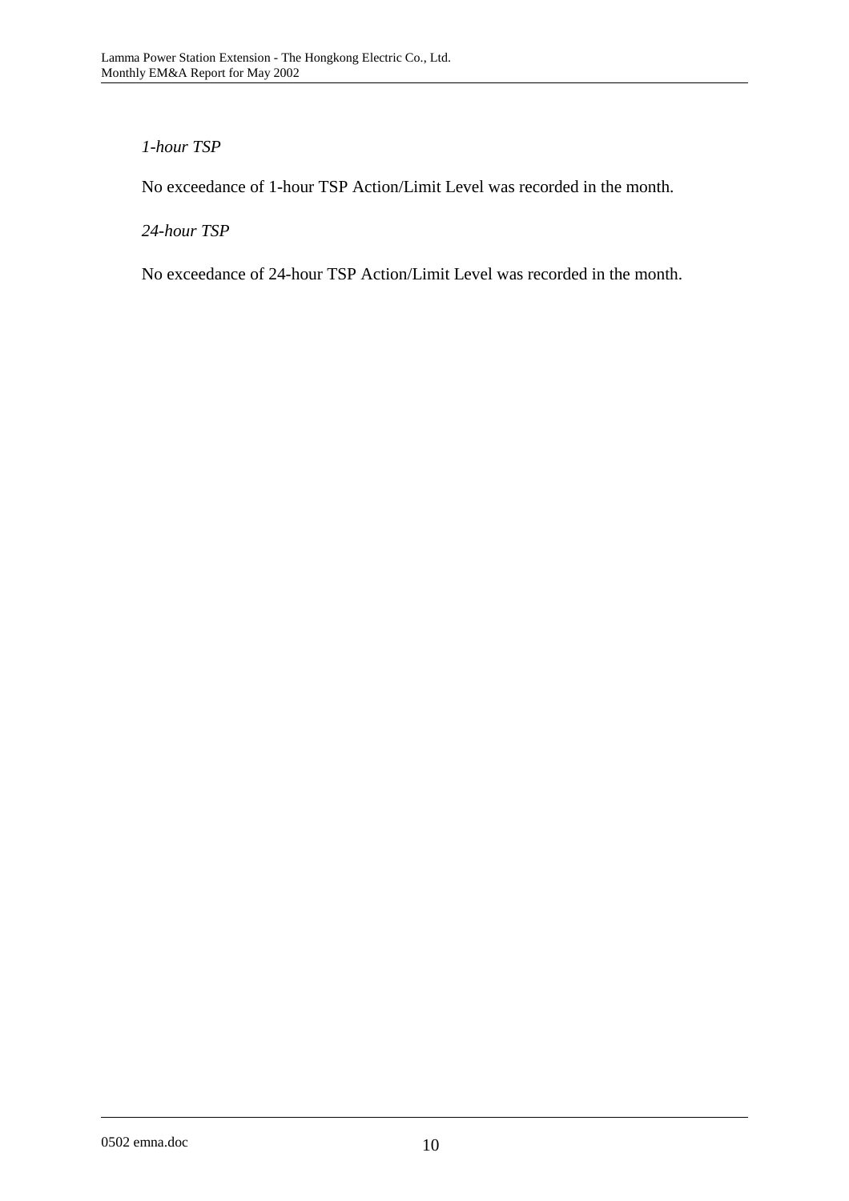*1-hour TSP*

No exceedance of 1-hour TSP Action/Limit Level was recorded in the month.

*24-hour TSP*

No exceedance of 24-hour TSP Action/Limit Level was recorded in the month.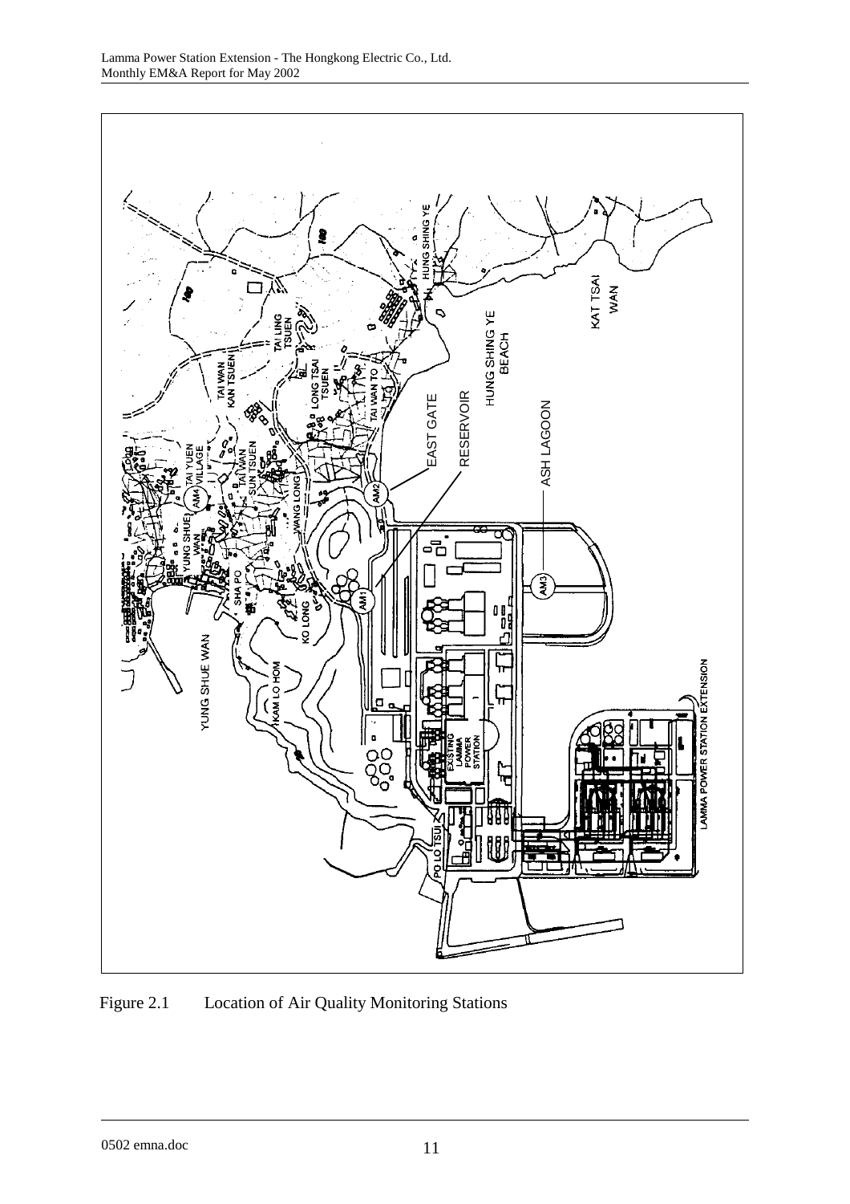Figure 2.1 Location of Air Quality Monitoring Stations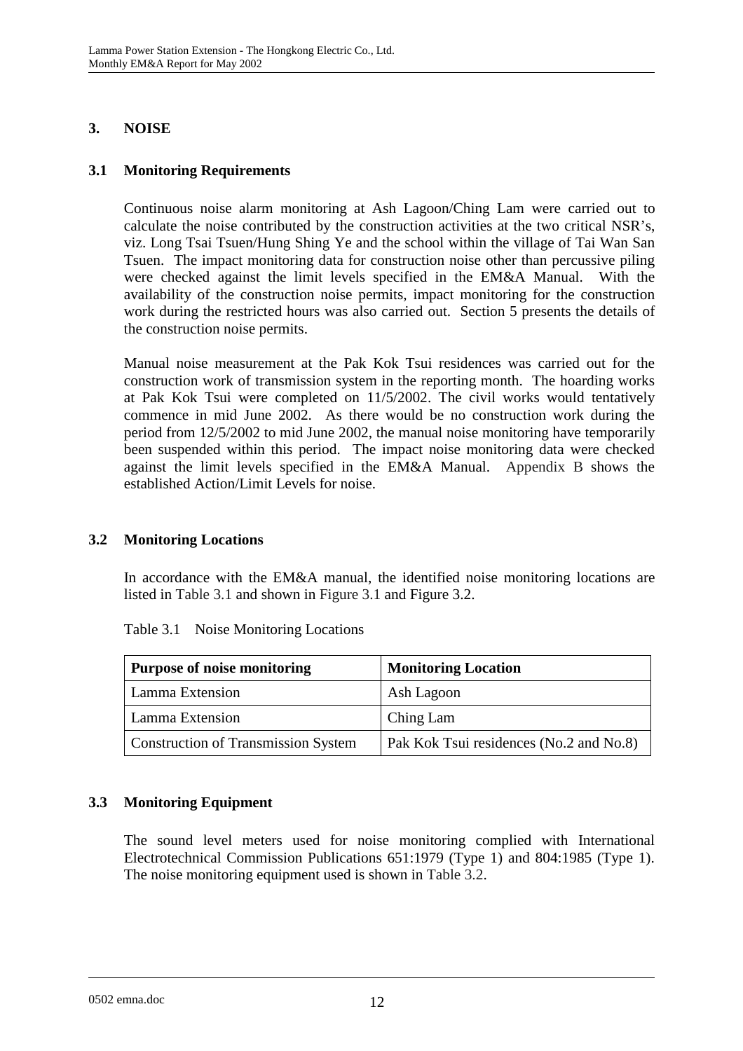# 3. NOISE

## 3.1 Monitoring Requirements

Continuous noise alarm monitoring at Ash Lagoon/Ching Lam were carried out to calculate the noise contributed by the construction activities at the two critical NSR's, viz. Long Tsai Tsuen/Hung Shing Ye and the school within the village of Tai Wan San Tsuen. The impact monitoring data for construction noise other than percussive piling were checked against the limit levels specified in the EM&A Manual. With the availability of the construction noise permits, impact monitoring for the construction work during the restricted hours was also carried out. Section 5 presents the details of the construction noise permits.

Manual noise measurement at the Pak Kok Tsui residences was carried out for the construction work of transmission system in the reporting month. The hoarding works at Pak Kok Tsui were completed on 11/5/2002. The civil works would tentatively commence in mid June 2002. As there would be no construction work during the period from 12/5/2002 to mid June 2002, the manual noise monitoring have temporarily been suspended within this period. The impact noise monitoring data were checked against the limit levels specified in the EM&A Manual. Appendix B shows the established Action/Limit Levels for noise.

## 3.2 Monitoring Locations

In accordance with the EM&A manual, the identified noise monitoring locations are listed in Table 3.1 and shown in Figure 3.1 and Figure 3.2.

Table 3.1 Noise Monitoring Locations

| Purpose of noise monitoring | Monitoring Location |
|---|---|
| Lamma Extension | Ash Lagoon |
| Lamma Extension | Ching Lam |
| Construction of Transmission System | Pak Kok Tsui residences (No.2 and No.8) |

## 3.3 Monitoring Equipment

The sound level meters used for noise monitoring complied with International Electrotechnical Commission Publications 651:1979 (Type 1) and 804:1985 (Type 1). The noise monitoring equipment used is shown in Table 3.2.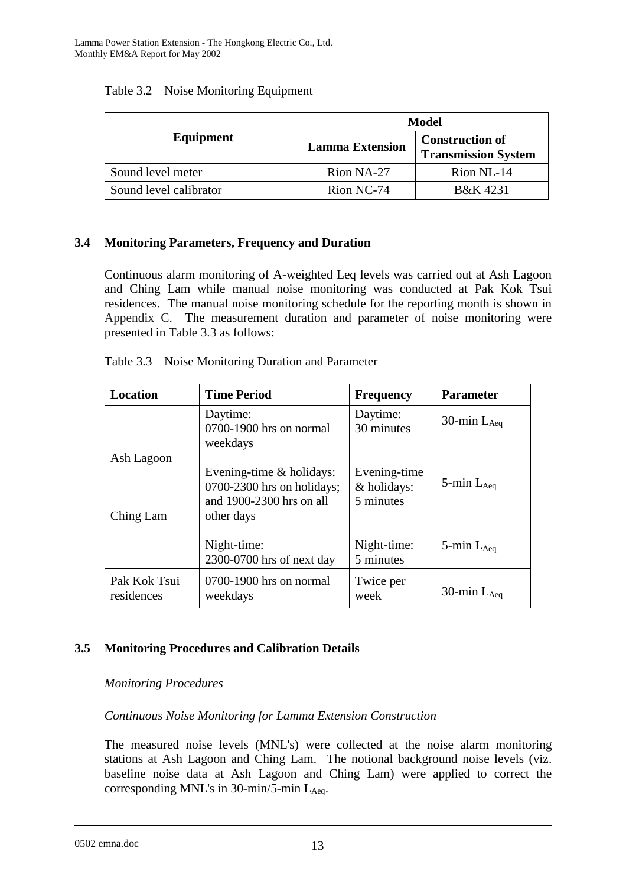Table 3.2 Noise Monitoring Equipment

| Equipment | Model | |
|---|---|---|
| | **Lamma Extension** | **Construction of Transmission System** |
| Sound level meter | Rion NA-27 | Rion NL-14 |
| Sound level calibrator | Rion NC-74 | B&K 4231 |

## 3.4 Monitoring Parameters, Frequency and Duration

Continuous alarm monitoring of A-weighted Leq levels was carried out at Ash Lagoon and Ching Lam while manual noise monitoring was conducted at Pak Kok Tsui residences. The manual noise monitoring schedule for the reporting month is shown in Appendix C. The measurement duration and parameter of noise monitoring were presented in Table 3.3 as follows:

Table 3.3 Noise Monitoring Duration and Parameter

| Location | Time Period | Frequency | Parameter |
|---|---|---|---|
| Ash Lagoon<br><br>Ching Lam | Daytime:<br>0700-1900 hrs on normal weekdays | Daytime:<br>30 minutes | 30-min $L_{Aeq}$ |
| | Evening-time & holidays:<br>0700-2300 hrs on holidays; and 1900-2300 hrs on all other days | Evening-time & holidays:<br>5 minutes | 5-min $L_{Aeq}$ |
| | Night-time:<br>2300-0700 hrs of next day | Night-time:<br>5 minutes | 5-min $L_{Aeq}$ |
| Pak Kok Tsui residences | 0700-1900 hrs on normal weekdays | Twice per week | 30-min $L_{Aeq}$ |

## 3.5 Monitoring Procedures and Calibration Details

*Monitoring Procedures*

*Continuous Noise Monitoring for Lamma Extension Construction*

The measured noise levels (MNL's) were collected at the noise alarm monitoring stations at Ash Lagoon and Ching Lam. The notional background noise levels (viz. baseline noise data at Ash Lagoon and Ching Lam) were applied to correct the corresponding MNL's in 30-min/5-min $L_{Aeq}$.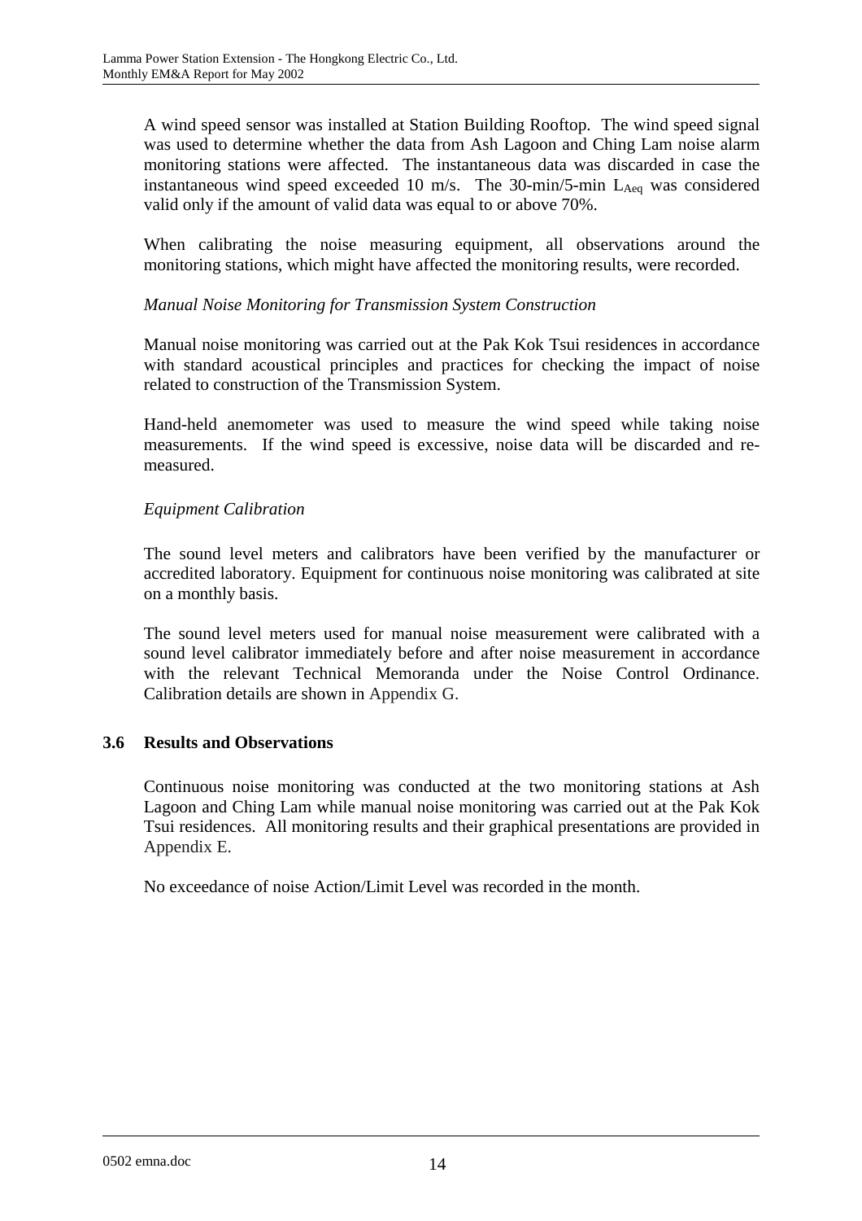A wind speed sensor was installed at Station Building Rooftop. The wind speed signal was used to determine whether the data from Ash Lagoon and Ching Lam noise alarm monitoring stations were affected. The instantaneous data was discarded in case the instantaneous wind speed exceeded 10 m/s. The 30-min/5-min $L_{Aeq}$ was considered valid only if the amount of valid data was equal to or above 70%.

When calibrating the noise measuring equipment, all observations around the monitoring stations, which might have affected the monitoring results, were recorded.

*Manual Noise Monitoring for Transmission System Construction*

Manual noise monitoring was carried out at the Pak Kok Tsui residences in accordance with standard acoustical principles and practices for checking the impact of noise related to construction of the Transmission System.

Hand-held anemometer was used to measure the wind speed while taking noise measurements. If the wind speed is excessive, noise data will be discarded and re-measured.

*Equipment Calibration*

The sound level meters and calibrators have been verified by the manufacturer or accredited laboratory. Equipment for continuous noise monitoring was calibrated at site on a monthly basis.

The sound level meters used for manual noise measurement were calibrated with a sound level calibrator immediately before and after noise measurement in accordance with the relevant Technical Memoranda under the Noise Control Ordinance. Calibration details are shown in Appendix G.

### 3.6 Results and Observations

Continuous noise monitoring was conducted at the two monitoring stations at Ash Lagoon and Ching Lam while manual noise monitoring was carried out at the Pak Kok Tsui residences. All monitoring results and their graphical presentations are provided in Appendix E.

No exceedance of noise Action/Limit Level was recorded in the month.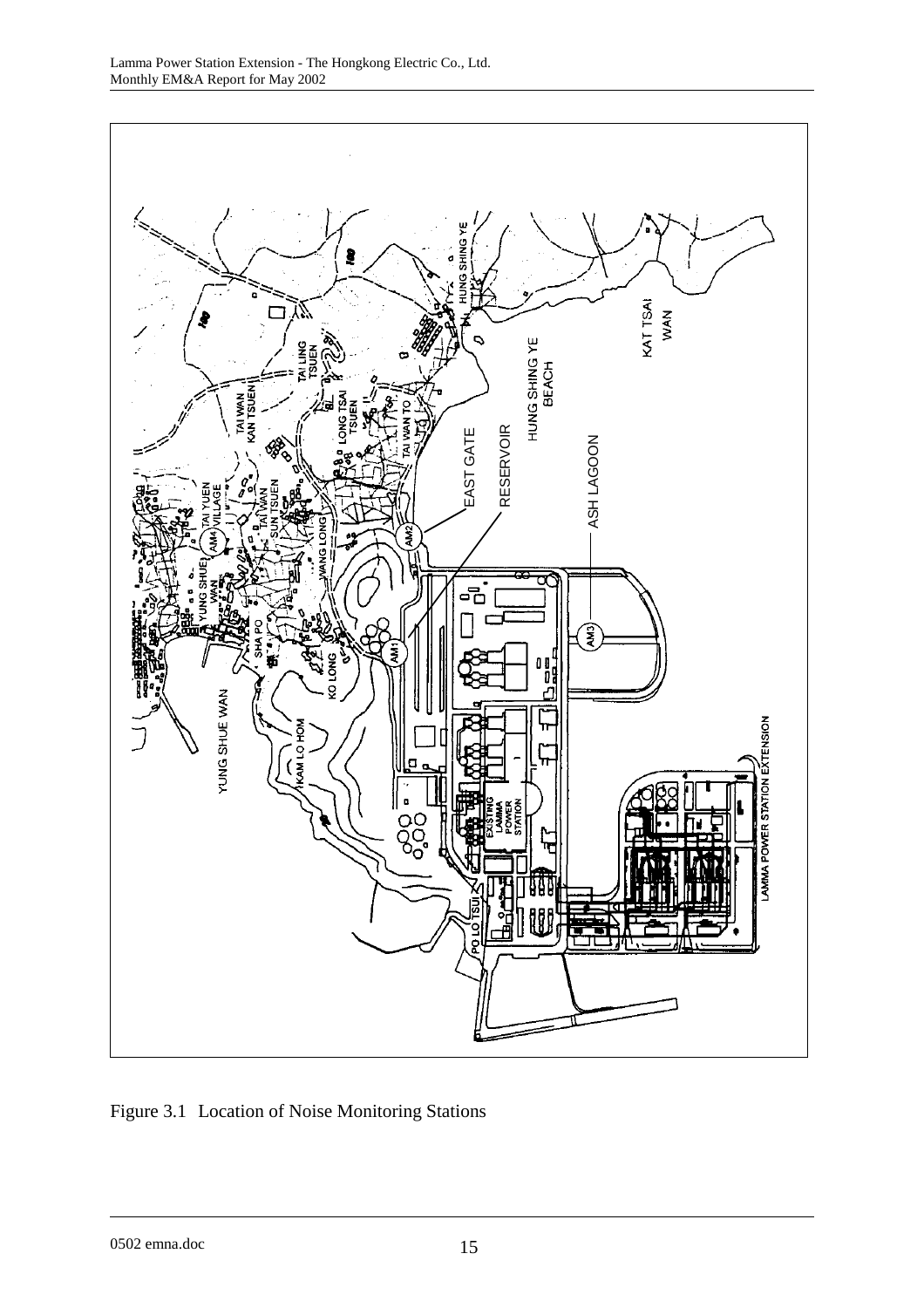Figure 3.1 Location of Noise Monitoring Stations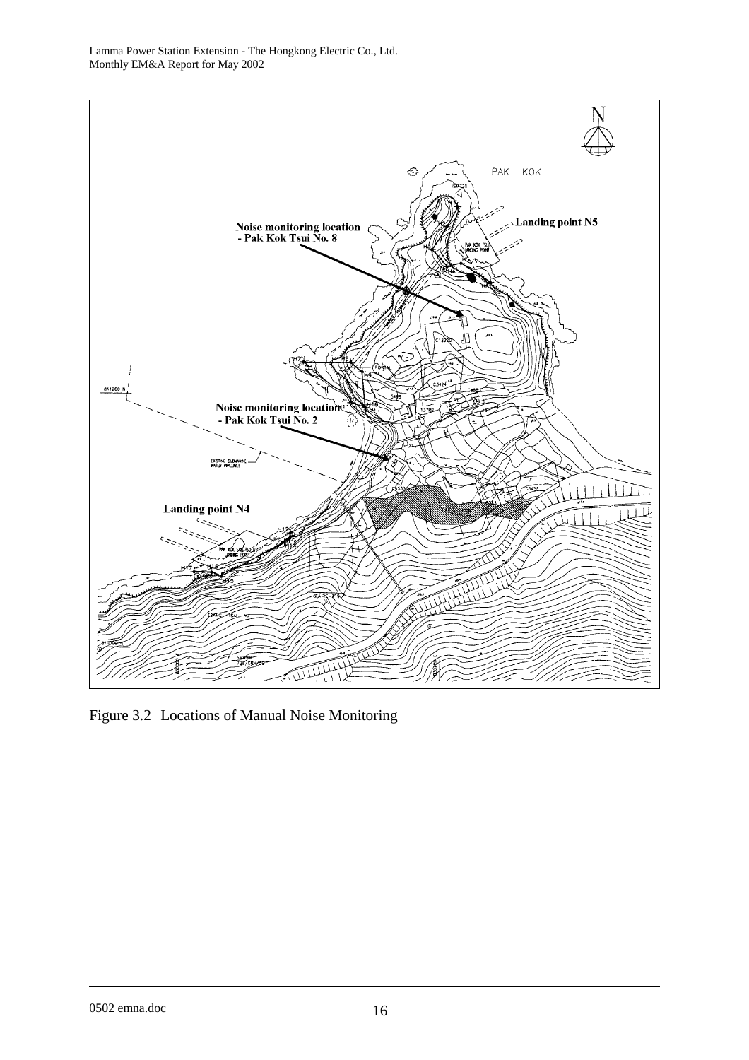Noise monitoring location - Pak Kok Tsui No. 8

Landing point N5

Noise monitoring location - Pak Kok Tsui No. 2

Landing point N4

Figure 3.2 Locations of Manual Noise Monitoring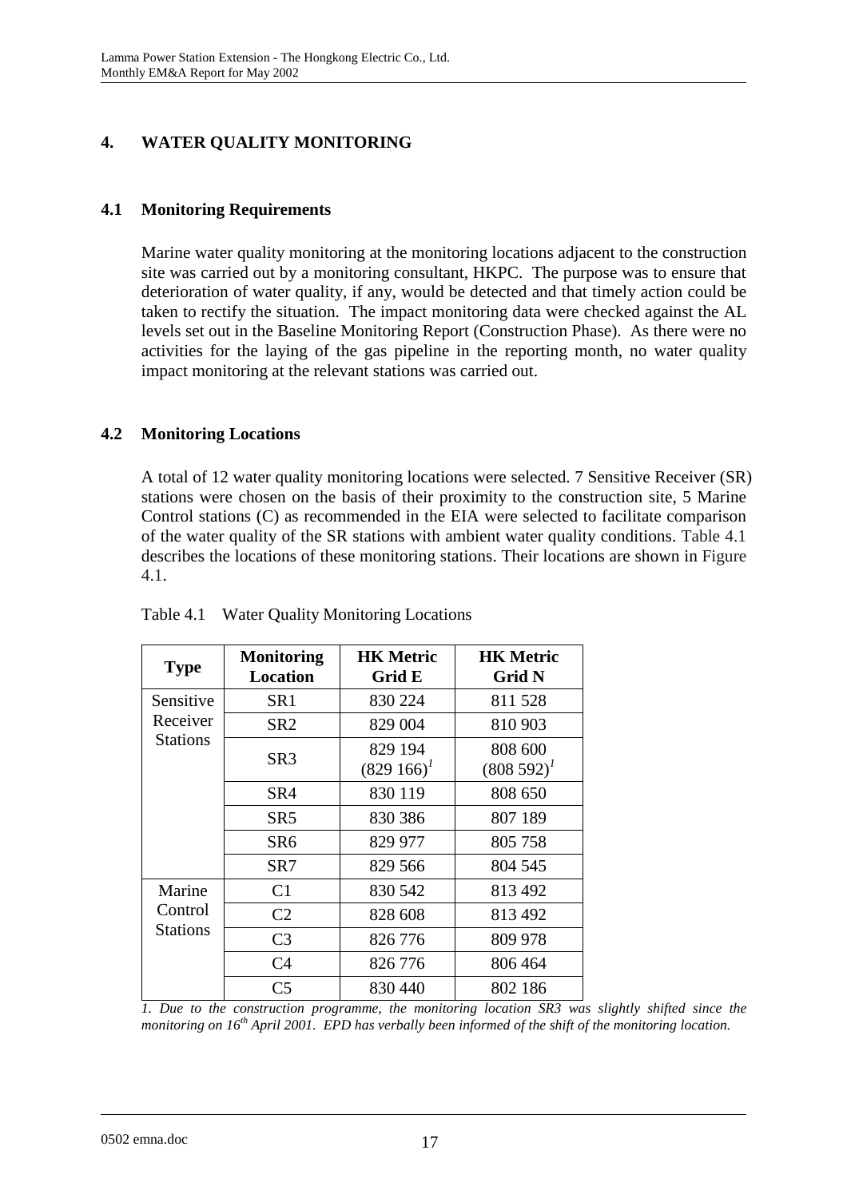# 4. WATER QUALITY MONITORING

## 4.1 Monitoring Requirements

Marine water quality monitoring at the monitoring locations adjacent to the construction site was carried out by a monitoring consultant, HKPC. The purpose was to ensure that deterioration of water quality, if any, would be detected and that timely action could be taken to rectify the situation. The impact monitoring data were checked against the AL levels set out in the Baseline Monitoring Report (Construction Phase). As there were no activities for the laying of the gas pipeline in the reporting month, no water quality impact monitoring at the relevant stations was carried out.

## 4.2 Monitoring Locations

A total of 12 water quality monitoring locations were selected. 7 Sensitive Receiver (SR) stations were chosen on the basis of their proximity to the construction site, 5 Marine Control stations (C) as recommended in the EIA were selected to facilitate comparison of the water quality of the SR stations with ambient water quality conditions. Table 4.1 describes the locations of these monitoring stations. Their locations are shown in Figure 4.1.

Table 4.1 Water Quality Monitoring Locations

| Type | Monitoring Location | HK Metric Grid E | HK Metric Grid N |
|---|---|---|---|
| Sensitive Receiver Stations | SR1 | 830 224 | 811 528 |
| | SR2 | 829 004 | 810 903 |
| | SR3 | 829 194 (829 166)[1] | 808 600 (808 592)[1] |
| | SR4 | 830 119 | 808 650 |
| | SR5 | 830 386 | 807 189 |
| | SR6 | 829 977 | 805 758 |
| | SR7 | 829 566 | 804 545 |
| Marine Control Stations | C1 | 830 542 | 813 492 |
| | C2 | 828 608 | 813 492 |
| | C3 | 826 776 | 809 978 |
| | C4 | 826 776 | 806 464 |
| | C5 | 830 440 | 802 186 |

*1. Due to the construction programme, the monitoring location SR3 was slightly shifted since the monitoring on 16th April 2001. EPD has verbally been informed of the shift of the monitoring location.*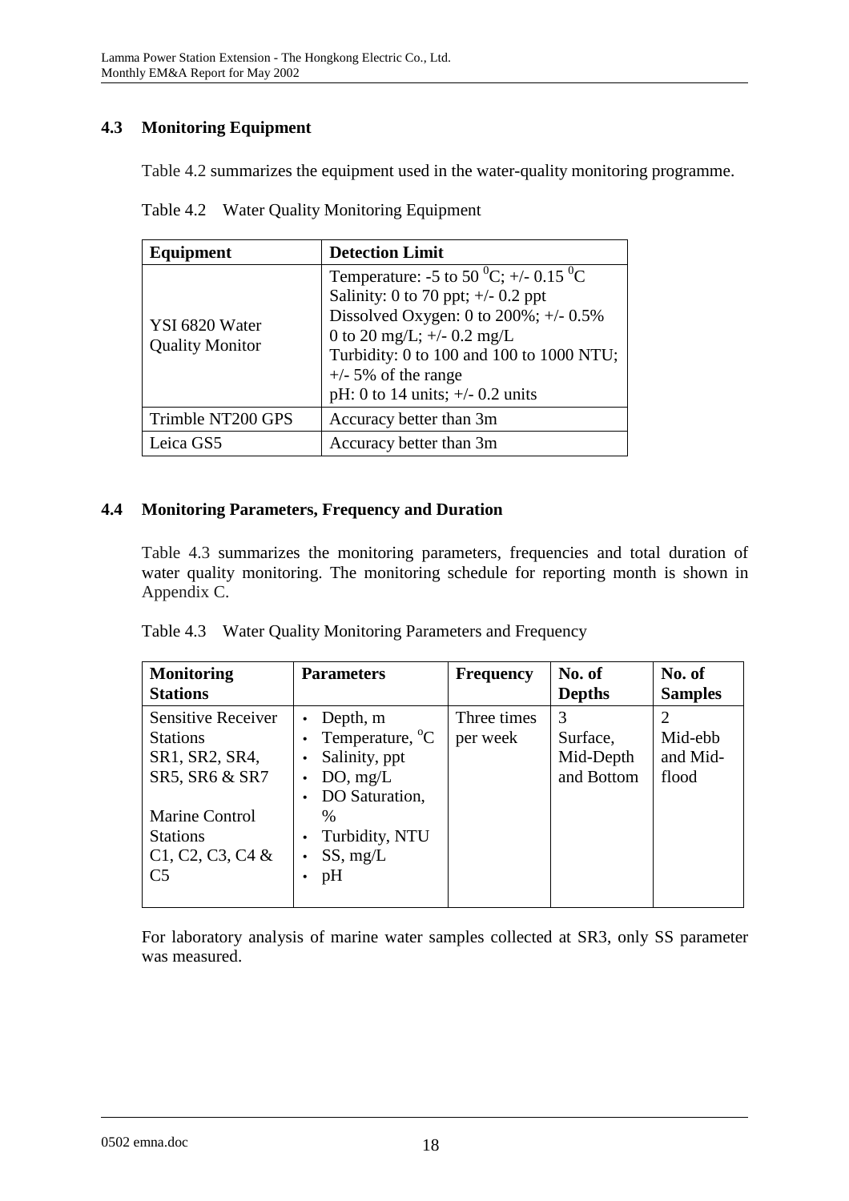## 4.3 Monitoring Equipment

Table 4.2 summarizes the equipment used in the water-quality monitoring programme.

Table 4.2 Water Quality Monitoring Equipment

| Equipment | Detection Limit |
|---|---|
| YSI 6820 Water Quality Monitor | Temperature: -5 to 50 $^0$C; +/- 0.15 $^0$C<br>Salinity: 0 to 70 ppt; +/- 0.2 ppt<br>Dissolved Oxygen: 0 to 200%; +/- 0.5%<br>0 to 20 mg/L; +/- 0.2 mg/L<br>Turbidity: 0 to 100 and 100 to 1000 NTU; +/- 5% of the range<br>pH: 0 to 14 units; +/- 0.2 units |
| Trimble NT200 GPS | Accuracy better than 3m |
| Leica GS5 | Accuracy better than 3m |

## 4.4 Monitoring Parameters, Frequency and Duration

Table 4.3 summarizes the monitoring parameters, frequencies and total duration of water quality monitoring. The monitoring schedule for reporting month is shown in Appendix C.

Table 4.3 Water Quality Monitoring Parameters and Frequency

| Monitoring Stations | Parameters | Frequency | No. of Depths | No. of Samples |
|---|---|---|---|---|
| Sensitive Receiver Stations SR1, SR2, SR4, SR5, SR6 & SR7<br><br>Marine Control Stations C1, C2, C3, C4 & C5 | • Depth, m<br>• Temperature, $^o$C<br>• Salinity, ppt<br>• DO, mg/L<br>• DO Saturation, %<br>• Turbidity, NTU<br>• SS, mg/L<br>• pH | Three times per week | 3<br>Surface, Mid-Depth and Bottom | 2<br>Mid-ebb and Mid-flood |

For laboratory analysis of marine water samples collected at SR3, only SS parameter was measured.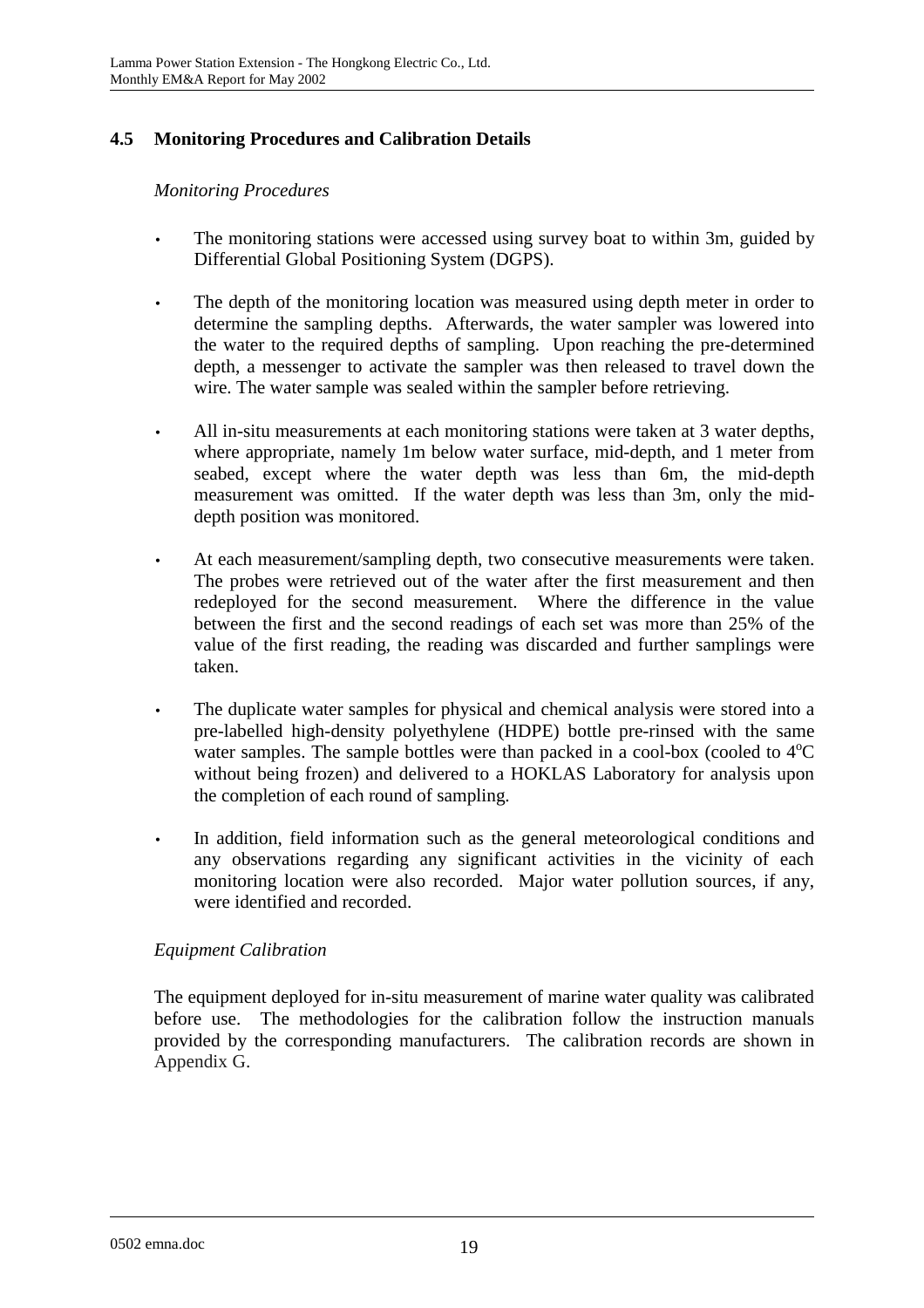## 4.5 Monitoring Procedures and Calibration Details

*Monitoring Procedures*

- The monitoring stations were accessed using survey boat to within 3m, guided by Differential Global Positioning System (DGPS).
- The depth of the monitoring location was measured using depth meter in order to determine the sampling depths. Afterwards, the water sampler was lowered into the water to the required depths of sampling. Upon reaching the pre-determined depth, a messenger to activate the sampler was then released to travel down the wire. The water sample was sealed within the sampler before retrieving.
- All in-situ measurements at each monitoring stations were taken at 3 water depths, where appropriate, namely 1m below water surface, mid-depth, and 1 meter from seabed, except where the water depth was less than 6m, the mid-depth measurement was omitted. If the water depth was less than 3m, only the mid-depth position was monitored.
- At each measurement/sampling depth, two consecutive measurements were taken. The probes were retrieved out of the water after the first measurement and then redeployed for the second measurement. Where the difference in the value between the first and the second readings of each set was more than 25% of the value of the first reading, the reading was discarded and further samplings were taken.
- The duplicate water samples for physical and chemical analysis were stored into a pre-labelled high-density polyethylene (HDPE) bottle pre-rinsed with the same water samples. The sample bottles were than packed in a cool-box (cooled to $4^oC$ without being frozen) and delivered to a HOKLAS Laboratory for analysis upon the completion of each round of sampling.
- In addition, field information such as the general meteorological conditions and any observations regarding any significant activities in the vicinity of each monitoring location were also recorded. Major water pollution sources, if any, were identified and recorded.

*Equipment Calibration*

The equipment deployed for in-situ measurement of marine water quality was calibrated before use. The methodologies for the calibration follow the instruction manuals provided by the corresponding manufacturers. The calibration records are shown in Appendix G.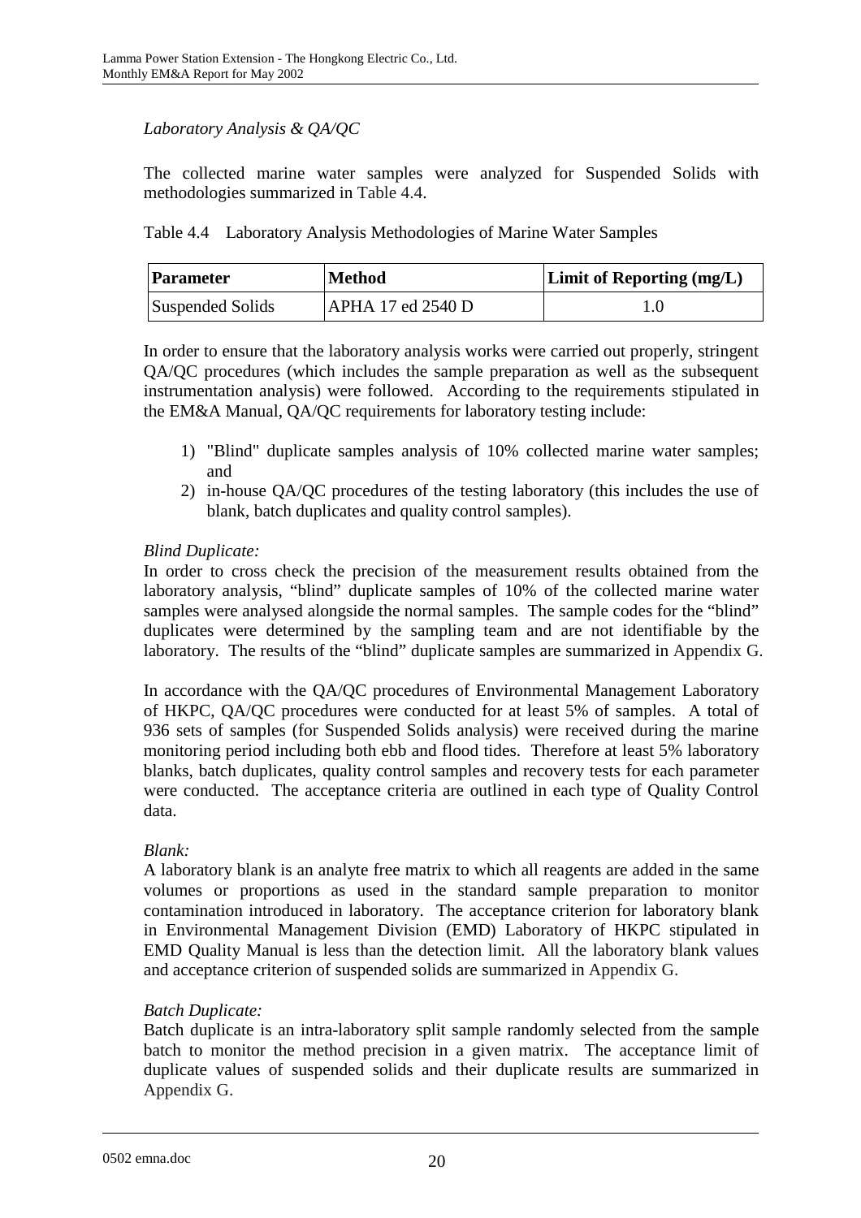*Laboratory Analysis & QA/QC*

The collected marine water samples were analyzed for Suspended Solids with methodologies summarized in Table 4.4.

Table 4.4 Laboratory Analysis Methodologies of Marine Water Samples

| **Parameter** | **Method** | **Limit of Reporting (mg/L)** |
|---|---|---|
| Suspended Solids | APHA 17 ed 2540 D | 1.0 |

In order to ensure that the laboratory analysis works were carried out properly, stringent QA/QC procedures (which includes the sample preparation as well as the subsequent instrumentation analysis) were followed. According to the requirements stipulated in the EM&A Manual, QA/QC requirements for laboratory testing include:

1) "Blind" duplicate samples analysis of 10% collected marine water samples; and
2) in-house QA/QC procedures of the testing laboratory (this includes the use of blank, batch duplicates and quality control samples).

*Blind Duplicate:*
In order to cross check the precision of the measurement results obtained from the laboratory analysis, "blind" duplicate samples of 10% of the collected marine water samples were analysed alongside the normal samples. The sample codes for the "blind" duplicates were determined by the sampling team and are not identifiable by the laboratory. The results of the "blind" duplicate samples are summarized in Appendix G.

In accordance with the QA/QC procedures of Environmental Management Laboratory of HKPC, QA/QC procedures were conducted for at least 5% of samples. A total of 936 sets of samples (for Suspended Solids analysis) were received during the marine monitoring period including both ebb and flood tides. Therefore at least 5% laboratory blanks, batch duplicates, quality control samples and recovery tests for each parameter were conducted. The acceptance criteria are outlined in each type of Quality Control data.

*Blank:*
A laboratory blank is an analyte free matrix to which all reagents are added in the same volumes or proportions as used in the standard sample preparation to monitor contamination introduced in laboratory. The acceptance criterion for laboratory blank in Environmental Management Division (EMD) Laboratory of HKPC stipulated in EMD Quality Manual is less than the detection limit. All the laboratory blank values and acceptance criterion of suspended solids are summarized in Appendix G.

*Batch Duplicate:*
Batch duplicate is an intra-laboratory split sample randomly selected from the sample batch to monitor the method precision in a given matrix. The acceptance limit of duplicate values of suspended solids and their duplicate results are summarized in Appendix G.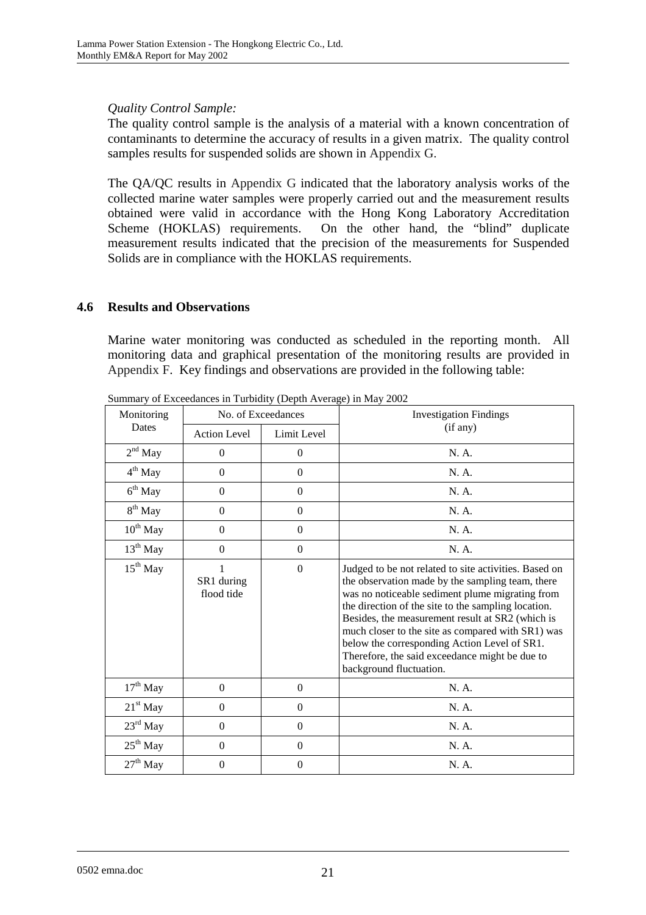*Quality Control Sample:*

The quality control sample is the analysis of a material with a known concentration of contaminants to determine the accuracy of results in a given matrix. The quality control samples results for suspended solids are shown in Appendix G.

The QA/QC results in Appendix G indicated that the laboratory analysis works of the collected marine water samples were properly carried out and the measurement results obtained were valid in accordance with the Hong Kong Laboratory Accreditation Scheme (HOKLAS) requirements. On the other hand, the "blind" duplicate measurement results indicated that the precision of the measurements for Suspended Solids are in compliance with the HOKLAS requirements.

## 4.6 Results and Observations

Marine water monitoring was conducted as scheduled in the reporting month. All monitoring data and graphical presentation of the monitoring results are provided in Appendix F. Key findings and observations are provided in the following table:

Summary of Exceedances in Turbidity (Depth Average) in May 2002

| Monitoring Dates | No. of Exceedances | | Investigation Findings (if any) |
|---|---|---|---|
| | Action Level | Limit Level | |
| 2nd May | 0 | 0 | N. A. |
| 4th May | 0 | 0 | N. A. |
| 6th May | 0 | 0 | N. A. |
| 8th May | 0 | 0 | N. A. |
| 10th May | 0 | 0 | N. A. |
| 13th May | 0 | 0 | N. A. |
| 15th May | 1 SR1 during flood tide | 0 | Judged to be not related to site activities. Based on the observation made by the sampling team, there was no noticeable sediment plume migrating from the direction of the site to the sampling location. Besides, the measurement result at SR2 (which is much closer to the site as compared with SR1) was below the corresponding Action Level of SR1. Therefore, the said exceedance might be due to background fluctuation. |
| 17th May | 0 | 0 | N. A. |
| 21st May | 0 | 0 | N. A. |
| 23rd May | 0 | 0 | N. A. |
| 25th May | 0 | 0 | N. A. |
| 27th May | 0 | 0 | N. A. |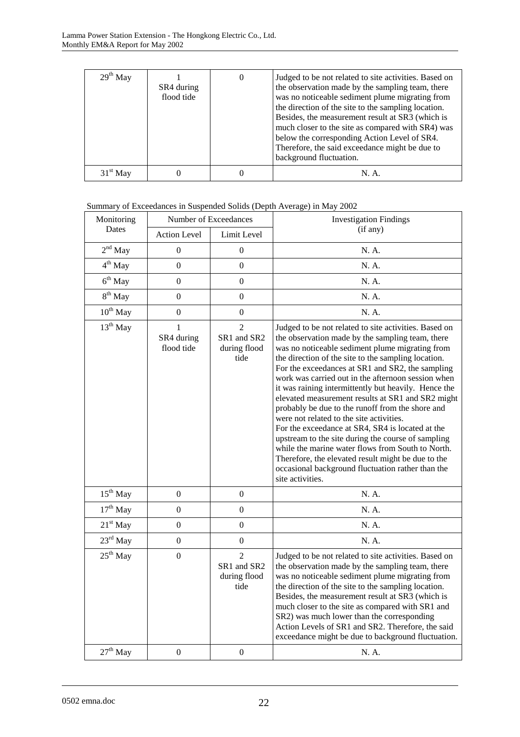| | | | |
|---|---|---|---|
| 29th May | 1<br>SR4 during flood tide | 0 | Judged to be not related to site activities. Based on the observation made by the sampling team, there was no noticeable sediment plume migrating from the direction of the site to the sampling location. Besides, the measurement result at SR3 (which is much closer to the site as compared with SR4) was below the corresponding Action Level of SR4. Therefore, the said exceedance might be due to background fluctuation. |
| 31st May | 0 | 0 | N. A. |

Summary of Exceedances in Suspended Solids (Depth Average) in May 2002

| Monitoring Dates | Number of Exceedances | | Investigation Findings (if any) |
|---|---|---|---|
| | Action Level | Limit Level | |
| 2nd May | 0 | 0 | N. A. |
| 4th May | 0 | 0 | N. A. |
| 6th May | 0 | 0 | N. A. |
| 8th May | 0 | 0 | N. A. |
| 10th May | 0 | 0 | N. A. |
| 13th May | 1<br>SR4 during flood tide | 2<br>SR1 and SR2 during flood tide | Judged to be not related to site activities. Based on the observation made by the sampling team, there was no noticeable sediment plume migrating from the direction of the site to the sampling location. For the exceedances at SR1 and SR2, the sampling work was carried out in the afternoon session when it was raining intermittently but heavily. Hence the elevated measurement results at SR1 and SR2 might probably be due to the runoff from the shore and were not related to the site activities.<br>For the exceedance at SR4, SR4 is located at the upstream to the site during the course of sampling while the marine water flows from South to North. Therefore, the elevated result might be due to the occasional background fluctuation rather than the site activities. |
| 15th May | 0 | 0 | N. A. |
| 17th May | 0 | 0 | N. A. |
| 21st May | 0 | 0 | N. A. |
| 23rd May | 0 | 0 | N. A. |
| 25th May | 0 | 2<br>SR1 and SR2 during flood tide | Judged to be not related to site activities. Based on the observation made by the sampling team, there was no noticeable sediment plume migrating from the direction of the site to the sampling location. Besides, the measurement result at SR3 (which is much closer to the site as compared with SR1 and SR2) was much lower than the corresponding Action Levels of SR1 and SR2. Therefore, the said exceedance might be due to background fluctuation. |
| 27th May | 0 | 0 | N. A. |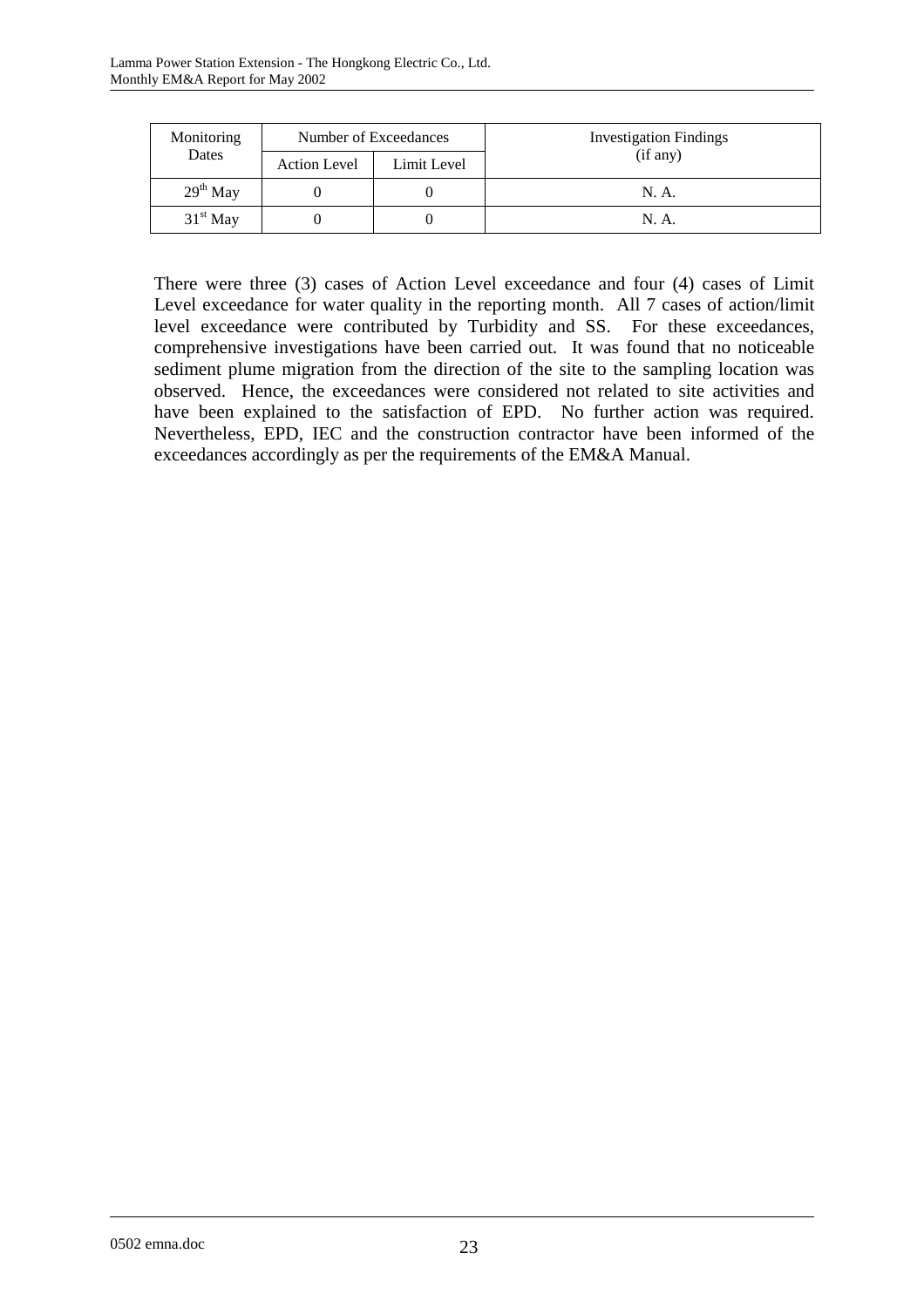| Monitoring Dates | Number of Exceedances | | Investigation Findings (if any) |
|---|---|---|---|
| | Action Level | Limit Level | |
| 29th May | 0 | 0 | N. A. |
| 31st May | 0 | 0 | N. A. |

There were three (3) cases of Action Level exceedance and four (4) cases of Limit Level exceedance for water quality in the reporting month. All 7 cases of action/limit level exceedance were contributed by Turbidity and SS. For these exceedances, comprehensive investigations have been carried out. It was found that no noticeable sediment plume migration from the direction of the site to the sampling location was observed. Hence, the exceedances were considered not related to site activities and have been explained to the satisfaction of EPD. No further action was required. Nevertheless, EPD, IEC and the construction contractor have been informed of the exceedances accordingly as per the requirements of the EM&A Manual.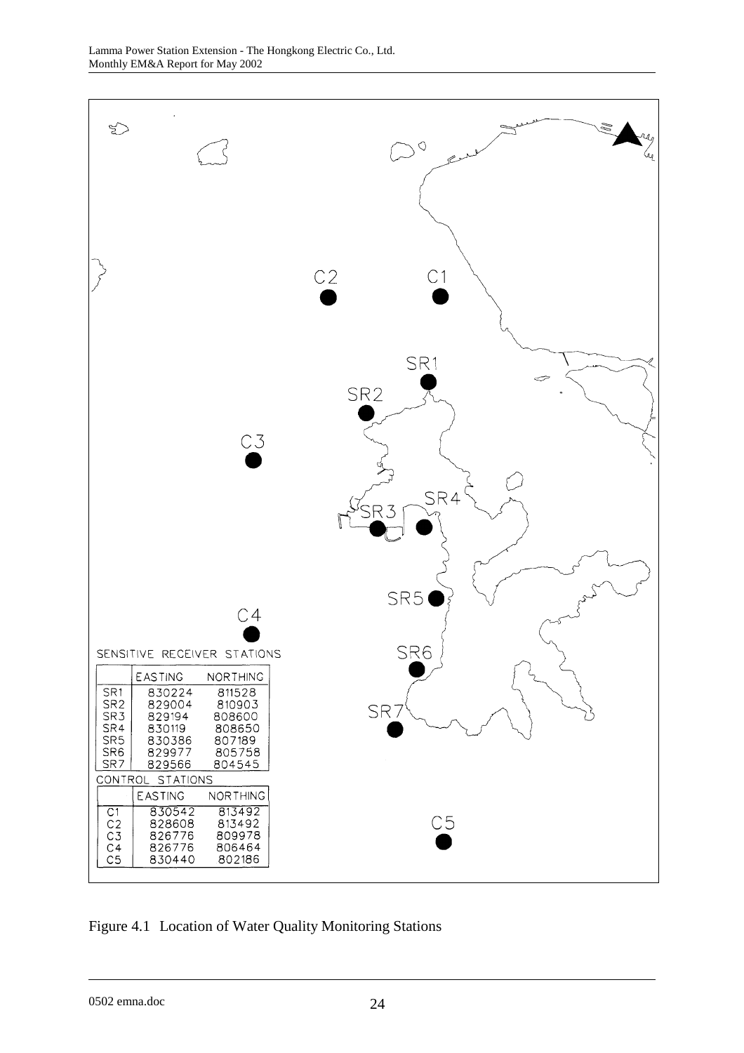SENSITIVE RECEIVER STATIONS

| | EASTING | NORTHING |
|---|---|---|
| SR1 | 830224 | 811528 |
| SR2 | 829004 | 810903 |
| SR3 | 829194 | 808600 |
| SR4 | 830119 | 808650 |
| SR5 | 830386 | 807189 |
| SR6 | 829977 | 805758 |
| SR7 | 829566 | 804545 |

CONTROL STATIONS

| | EASTING | NORTHING |
|---|---|---|
| C1 | 830542 | 813492 |
| C2 | 828608 | 813492 |
| C3 | 826776 | 809978 |
| C4 | 826776 | 806464 |
| C5 | 830440 | 802186 |

Figure 4.1 Location of Water Quality Monitoring Stations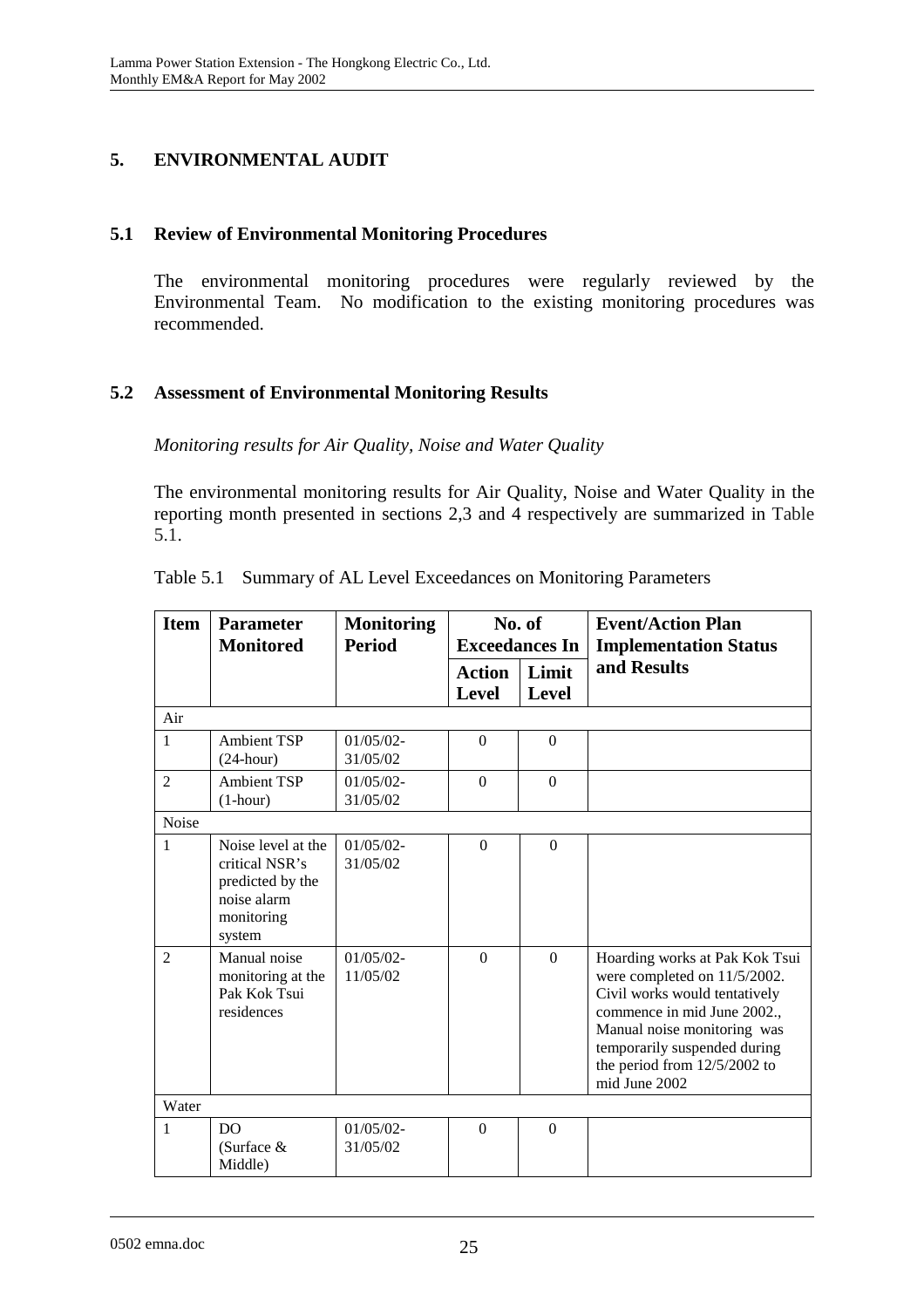# 5. ENVIRONMENTAL AUDIT

## 5.1 Review of Environmental Monitoring Procedures

The environmental monitoring procedures were regularly reviewed by the Environmental Team. No modification to the existing monitoring procedures was recommended.

## 5.2 Assessment of Environmental Monitoring Results

*Monitoring results for Air Quality, Noise and Water Quality*

The environmental monitoring results for Air Quality, Noise and Water Quality in the reporting month presented in sections 2,3 and 4 respectively are summarized in Table 5.1.

Table 5.1 Summary of AL Level Exceedances on Monitoring Parameters

| **Item** | **Parameter Monitored** | **Monitoring Period** | **No. of Exceedances In** | | **Event/Action Plan Implementation Status and Results** |
|---|---|---|---|---|---|
| | | | **Action Level** | **Limit Level** | |
| Air | | | | | |
| 1 | Ambient TSP (24-hour) | 01/05/02-31/05/02 | 0 | 0 | |
| 2 | Ambient TSP (1-hour) | 01/05/02-31/05/02 | 0 | 0 | |
| Noise | | | | | |
| 1 | Noise level at the critical NSR's predicted by the noise alarm monitoring system | 01/05/02-31/05/02 | 0 | 0 | |
| 2 | Manual noise monitoring at the Pak Kok Tsui residences | 01/05/02-11/05/02 | 0 | 0 | Hoarding works at Pak Kok Tsui were completed on 11/5/2002. Civil works would tentatively commence in mid June 2002., Manual noise monitoring was temporarily suspended during the period from 12/5/2002 to mid June 2002 |
| Water | | | | | |
| 1 | DO (Surface & Middle) | 01/05/02-31/05/02 | 0 | 0 | |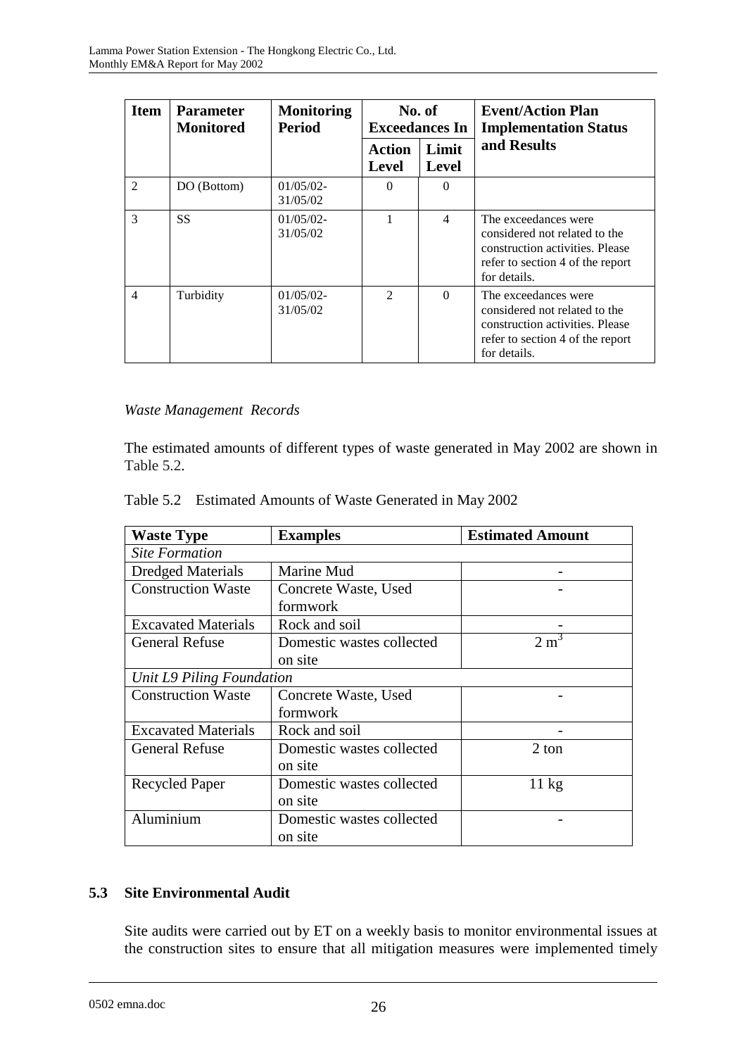| Item | Parameter Monitored | Monitoring Period | No. of Exceedances In | | Event/Action Plan Implementation Status and Results |
|---|---|---|---|---|---|
| | | | Action Level | Limit Level | |
| 2 | DO (Bottom) | 01/05/02-31/05/02 | 0 | 0 | |
| 3 | SS | 01/05/02-31/05/02 | 1 | 4 | The exceedances were considered not related to the construction activities. Please refer to section 4 of the report for details. |
| 4 | Turbidity | 01/05/02-31/05/02 | 2 | 0 | The exceedances were considered not related to the construction activities. Please refer to section 4 of the report for details. |

*Waste Management Records*

The estimated amounts of different types of waste generated in May 2002 are shown in Table 5.2.

Table 5.2 Estimated Amounts of Waste Generated in May 2002

| Waste Type | Examples | Estimated Amount |
|---|---|---|
| *Site Formation* | | |
| Dredged Materials | Marine Mud | - |
| Construction Waste | Concrete Waste, Used formwork | - |
| Excavated Materials | Rock and soil | - |
| General Refuse | Domestic wastes collected on site | 2 $m^3$ |
| *Unit L9 Piling Foundation* | | |
| Construction Waste | Concrete Waste, Used formwork | - |
| Excavated Materials | Rock and soil | - |
| General Refuse | Domestic wastes collected on site | 2 ton |
| Recycled Paper | Domestic wastes collected on site | 11 kg |
| Aluminium | Domestic wastes collected on site | - |

## 5.3 Site Environmental Audit

Site audits were carried out by ET on a weekly basis to monitor environmental issues at the construction sites to ensure that all mitigation measures were implemented timely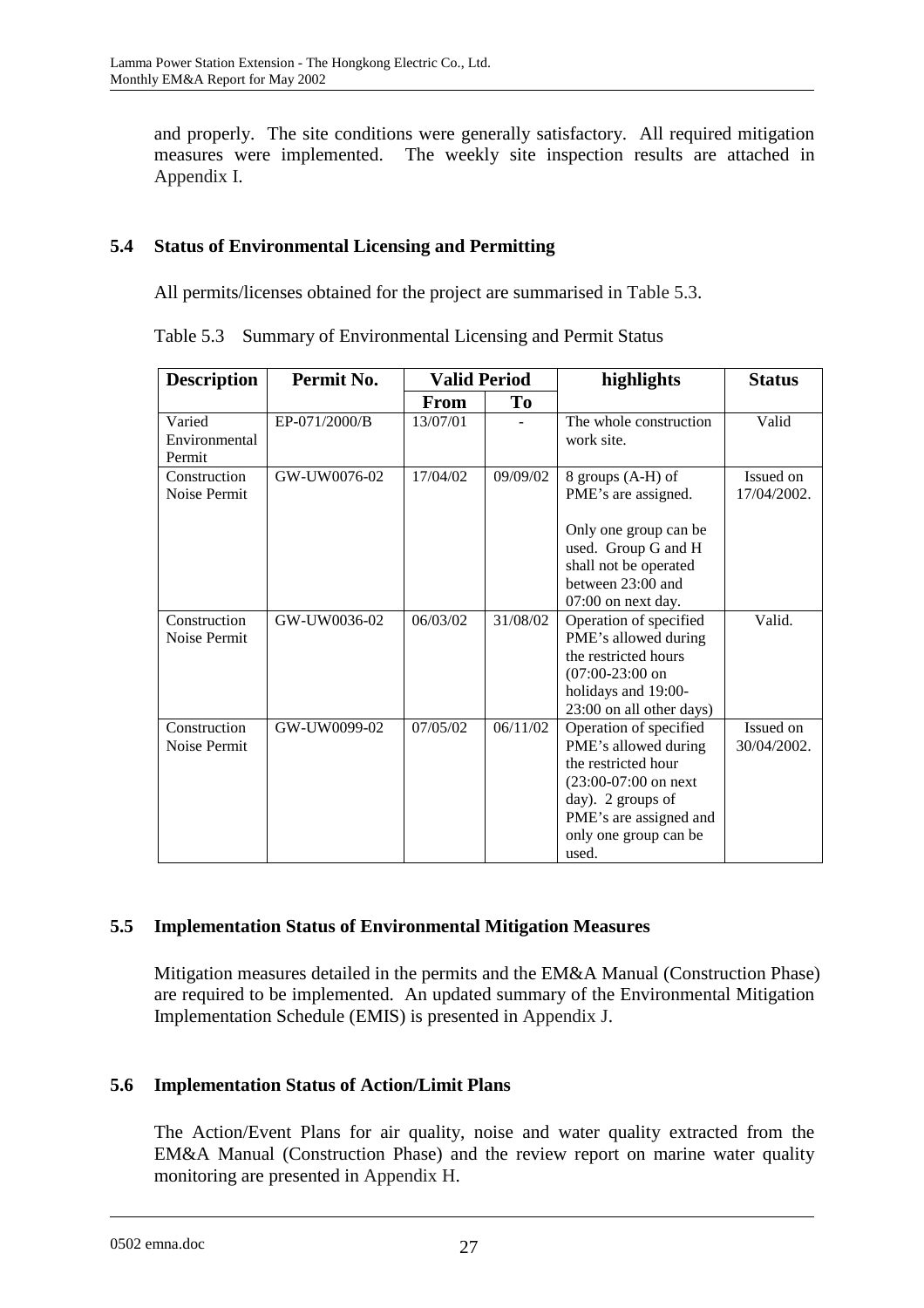and properly. The site conditions were generally satisfactory. All required mitigation measures were implemented. The weekly site inspection results are attached in Appendix I.

### 5.4 Status of Environmental Licensing and Permitting

All permits/licenses obtained for the project are summarised in Table 5.3.

Table 5.3 Summary of Environmental Licensing and Permit Status

| Description | Permit No. | Valid Period | | highlights | Status |
|---|---|---|---|---|---|
| | | From | To | | |
| Varied Environmental Permit | EP-071/2000/B | 13/07/01 | - | The whole construction work site. | Valid |
| Construction Noise Permit | GW-UW0076-02 | 17/04/02 | 09/09/02 | 8 groups (A-H) of PME's are assigned.<br><br>Only one group can be used. Group G and H shall not be operated between 23:00 and 07:00 on next day. | Issued on 17/04/2002. |
| Construction Noise Permit | GW-UW0036-02 | 06/03/02 | 31/08/02 | Operation of specified PME's allowed during the restricted hours (07:00-23:00 on holidays and 19:00-23:00 on all other days) | Valid. |
| Construction Noise Permit | GW-UW0099-02 | 07/05/02 | 06/11/02 | Operation of specified PME's allowed during the restricted hour (23:00-07:00 on next day). 2 groups of PME's are assigned and only one group can be used. | Issued on 30/04/2002. |

### 5.5 Implementation Status of Environmental Mitigation Measures

Mitigation measures detailed in the permits and the EM&A Manual (Construction Phase) are required to be implemented. An updated summary of the Environmental Mitigation Implementation Schedule (EMIS) is presented in Appendix J.

### 5.6 Implementation Status of Action/Limit Plans

The Action/Event Plans for air quality, noise and water quality extracted from the EM&A Manual (Construction Phase) and the review report on marine water quality monitoring are presented in Appendix H.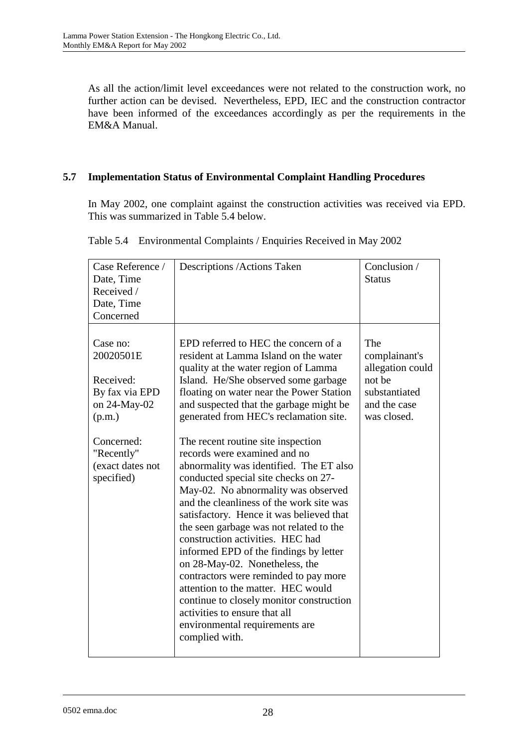As all the action/limit level exceedances were not related to the construction work, no further action can be devised. Nevertheless, EPD, IEC and the construction contractor have been informed of the exceedances accordingly as per the requirements in the EM&A Manual.

## 5.7 Implementation Status of Environmental Complaint Handling Procedures

In May 2002, one complaint against the construction activities was received via EPD. This was summarized in Table 5.4 below.

Table 5.4 Environmental Complaints / Enquiries Received in May 2002

| Case Reference / Date, Time Received / Date, Time Concerned | Descriptions /Actions Taken | Conclusion / Status |
|---|---|---|
| Case no: 20020501E<br><br>Received: By fax via EPD on 24-May-02 (p.m.)<br><br>Concerned: "Recently" (exact dates not specified) | EPD referred to HEC the concern of a resident at Lamma Island on the water quality at the water region of Lamma Island. He/She observed some garbage floating on water near the Power Station and suspected that the garbage might be generated from HEC's reclamation site.<br><br>The recent routine site inspection records were examined and no abnormality was identified. The ET also conducted special site checks on 27-May-02. No abnormality was observed and the cleanliness of the work site was satisfactory. Hence it was believed that the seen garbage was not related to the construction activities. HEC had informed EPD of the findings by letter on 28-May-02. Nonetheless, the contractors were reminded to pay more attention to the matter. HEC would continue to closely monitor construction activities to ensure that all environmental requirements are complied with. | The complainant's allegation could not be substantiated and the case was closed. |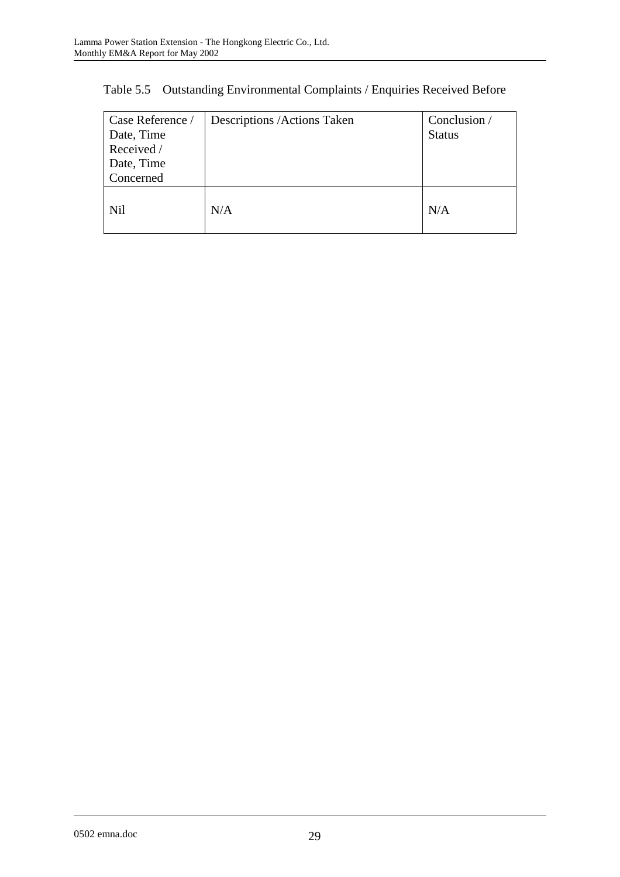Table 5.5 Outstanding Environmental Complaints / Enquiries Received Before

| Case Reference / Date, Time Received / Date, Time Concerned | Descriptions /Actions Taken | Conclusion / Status |
|---|---|---|
| Nil | N/A | N/A |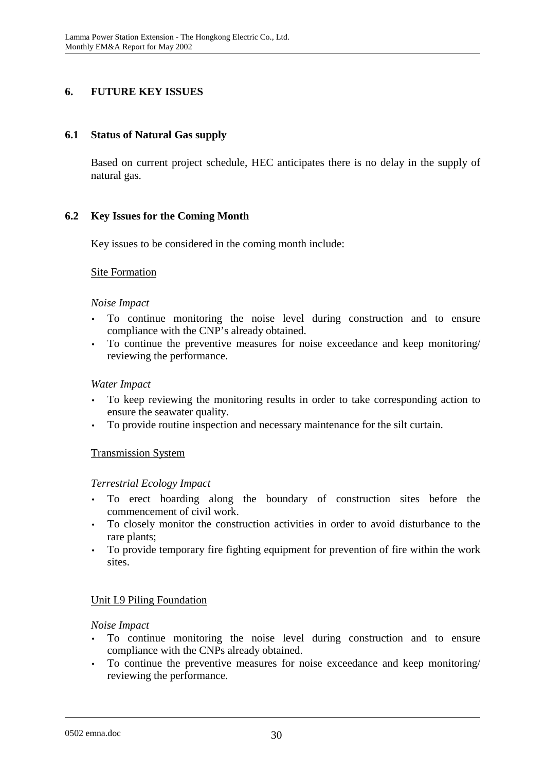# 6. FUTURE KEY ISSUES

## 6.1 Status of Natural Gas supply

Based on current project schedule, HEC anticipates there is no delay in the supply of natural gas.

## 6.2 Key Issues for the Coming Month

Key issues to be considered in the coming month include:

Site Formation

*Noise Impact*

- To continue monitoring the noise level during construction and to ensure compliance with the CNP's already obtained.
- To continue the preventive measures for noise exceedance and keep monitoring/ reviewing the performance.

*Water Impact*

- To keep reviewing the monitoring results in order to take corresponding action to ensure the seawater quality.
- To provide routine inspection and necessary maintenance for the silt curtain.

Transmission System

*Terrestrial Ecology Impact*

- To erect hoarding along the boundary of construction sites before the commencement of civil work.
- To closely monitor the construction activities in order to avoid disturbance to the rare plants;
- To provide temporary fire fighting equipment for prevention of fire within the work sites.

Unit L9 Piling Foundation

*Noise Impact*

- To continue monitoring the noise level during construction and to ensure compliance with the CNPs already obtained.
- To continue the preventive measures for noise exceedance and keep monitoring/ reviewing the performance.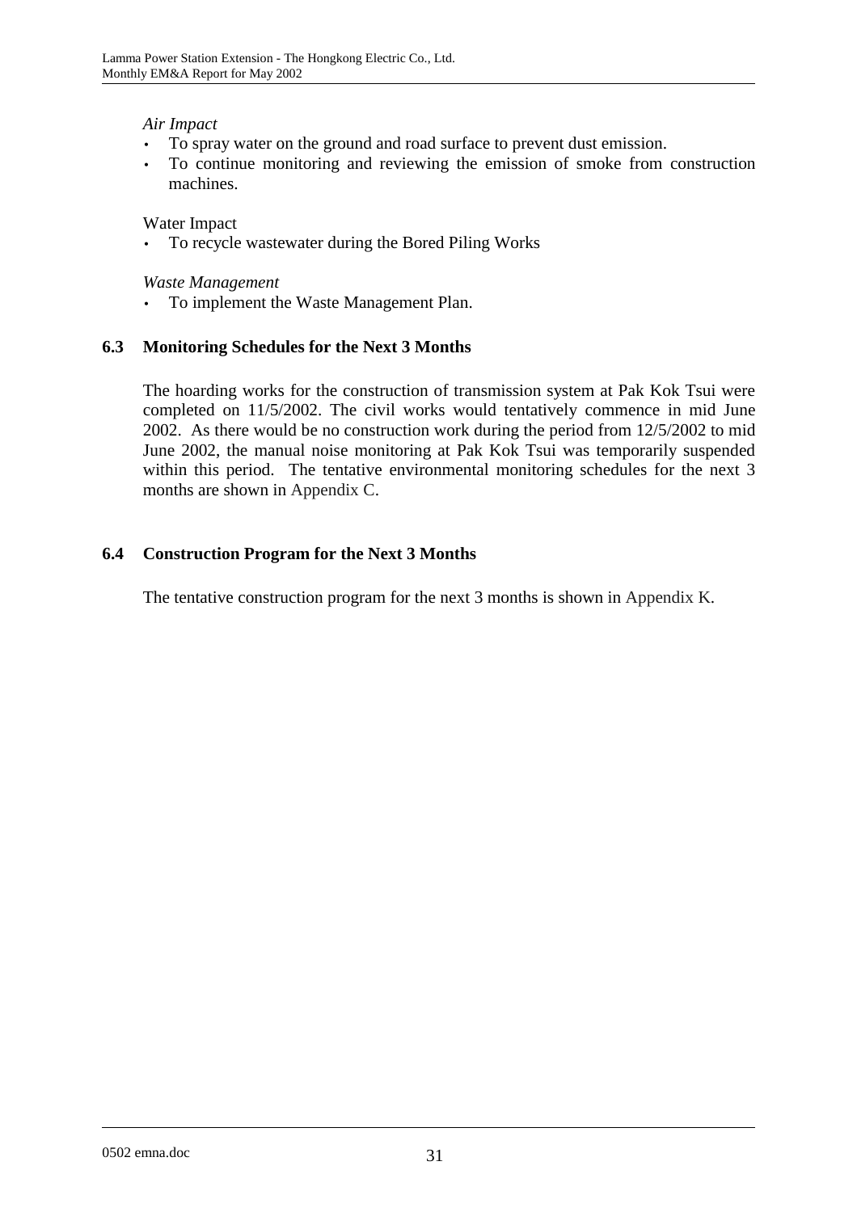*Air Impact*

- To spray water on the ground and road surface to prevent dust emission.
- To continue monitoring and reviewing the emission of smoke from construction machines.

Water Impact

- To recycle wastewater during the Bored Piling Works

*Waste Management*

- To implement the Waste Management Plan.

### 6.3 Monitoring Schedules for the Next 3 Months

The hoarding works for the construction of transmission system at Pak Kok Tsui were completed on 11/5/2002. The civil works would tentatively commence in mid June 2002. As there would be no construction work during the period from 12/5/2002 to mid June 2002, the manual noise monitoring at Pak Kok Tsui was temporarily suspended within this period. The tentative environmental monitoring schedules for the next 3 months are shown in Appendix C.

### 6.4 Construction Program for the Next 3 Months

The tentative construction program for the next 3 months is shown in Appendix K.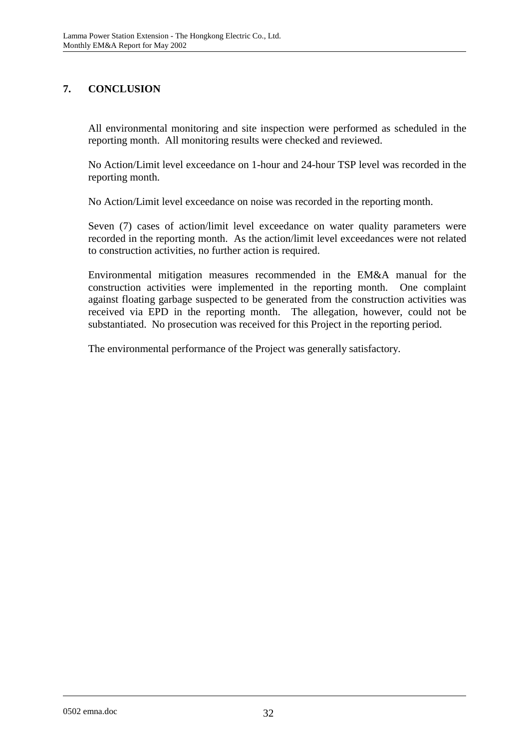## 7. CONCLUSION

All environmental monitoring and site inspection were performed as scheduled in the reporting month. All monitoring results were checked and reviewed.

No Action/Limit level exceedance on 1-hour and 24-hour TSP level was recorded in the reporting month.

No Action/Limit level exceedance on noise was recorded in the reporting month.

Seven (7) cases of action/limit level exceedance on water quality parameters were recorded in the reporting month. As the action/limit level exceedances were not related to construction activities, no further action is required.

Environmental mitigation measures recommended in the EM&A manual for the construction activities were implemented in the reporting month. One complaint against floating garbage suspected to be generated from the construction activities was received via EPD in the reporting month. The allegation, however, could not be substantiated. No prosecution was received for this Project in the reporting period.

The environmental performance of the Project was generally satisfactory.